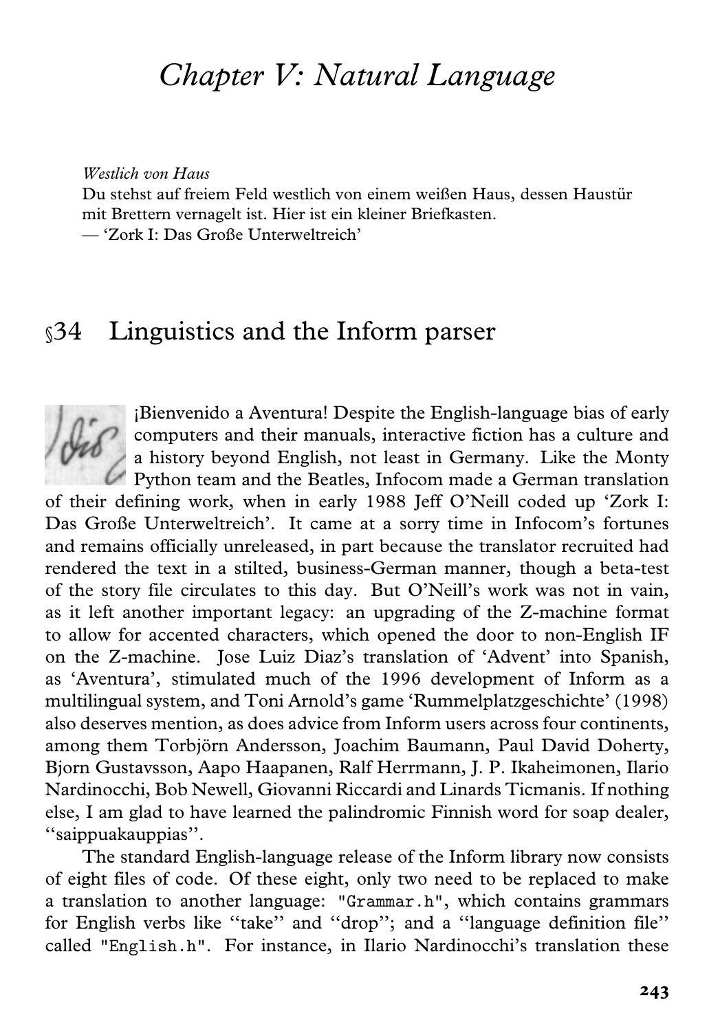# Chapter V: Natural Language

*Westlich von Haus*
Du stehst auf freiem Feld westlich von einem weißen Haus, dessen Haustür mit Brettern vernagelt ist. Hier ist ein kleiner Briefkasten.
— 'Zork I: Das Große Unterweltreich'

## §34 Linguistics and the Inform parser

¡Bienvenido a Aventura! Despite the English-language bias of early computers and their manuals, interactive fiction has a culture and a history beyond English, not least in Germany. Like the Monty Python team and the Beatles, Infocom made a German translation of their defining work, when in early 1988 Jeff O'Neill coded up 'Zork I: Das Große Unterweltreich'. It came at a sorry time in Infocom's fortunes and remains officially unreleased, in part because the translator recruited had rendered the text in a stilted, business-German manner, though a beta-test of the story file circulates to this day. But O'Neill's work was not in vain, as it left another important legacy: an upgrading of the Z-machine format to allow for accented characters, which opened the door to non-English IF on the Z-machine. Jose Luiz Diaz's translation of 'Advent' into Spanish, as 'Aventura', stimulated much of the 1996 development of Inform as a multilingual system, and Toni Arnold's game 'Rummelplatzgeschichte' (1998) also deserves mention, as does advice from Inform users across four continents, among them Torbjörn Andersson, Joachim Baumann, Paul David Doherty, Bjorn Gustavsson, Aapo Haapanen, Ralf Herrmann, J. P. Ikaheimonen, Ilario Nardinocchi, Bob Newell, Giovanni Riccardi and Linards Ticmanis. If nothing else, I am glad to have learned the palindromic Finnish word for soap dealer, "saippuakauppias".

The standard English-language release of the Inform library now consists of eight files of code. Of these eight, only two need to be replaced to make a translation to another language: `"Grammar.h"`, which contains grammars for English verbs like "take" and "drop"; and a "language definition file" called `"English.h"`. For instance, in Ilario Nardinocchi's translation these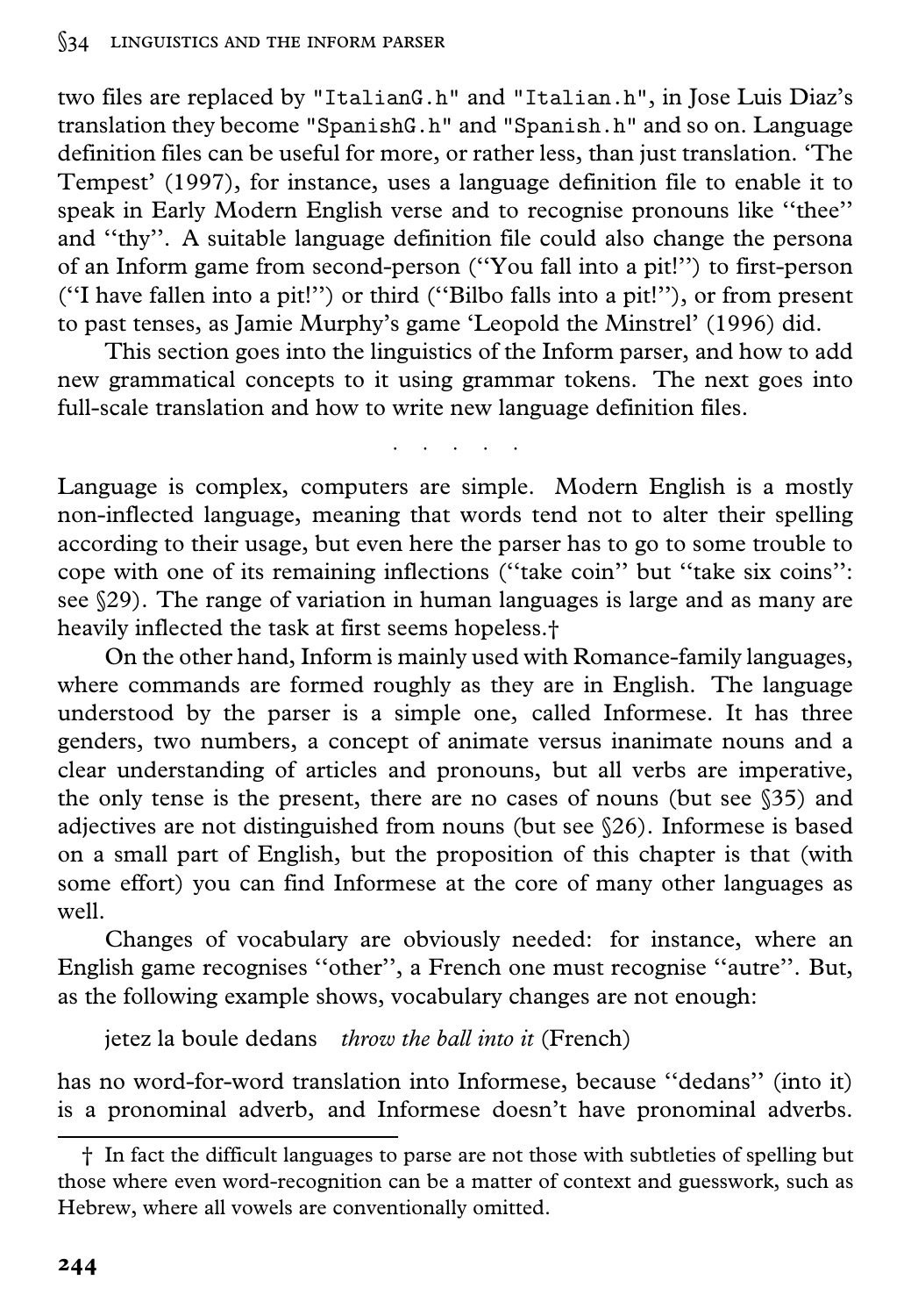two files are replaced by "ItalianG.h" and "Italian.h", in Jose Luis Diaz's translation they become "SpanishG.h" and "Spanish.h" and so on. Language definition files can be useful for more, or rather less, than just translation. 'The Tempest' (1997), for instance, uses a language definition file to enable it to speak in Early Modern English verse and to recognise pronouns like "thee" and "thy". A suitable language definition file could also change the persona of an Inform game from second-person ("You fall into a pit!") to first-person ("I have fallen into a pit!") or third ("Bilbo falls into a pit!"), or from present to past tenses, as Jamie Murphy's game 'Leopold the Minstrel' (1996) did.

This section goes into the linguistics of the Inform parser, and how to add new grammatical concepts to it using grammar tokens. The next goes into full-scale translation and how to write new language definition files.

· · · · ·

Language is complex, computers are simple. Modern English is a mostly non-inflected language, meaning that words tend not to alter their spelling according to their usage, but even here the parser has to go to some trouble to cope with one of its remaining inflections ("take coin" but "take six coins": see §29). The range of variation in human languages is large and as many are heavily inflected the task at first seems hopeless.†

On the other hand, Inform is mainly used with Romance-family languages, where commands are formed roughly as they are in English. The language understood by the parser is a simple one, called Informese. It has three genders, two numbers, a concept of animate versus inanimate nouns and a clear understanding of articles and pronouns, but all verbs are imperative, the only tense is the present, there are no cases of nouns (but see §35) and adjectives are not distinguished from nouns (but see §26). Informese is based on a small part of English, but the proposition of this chapter is that (with some effort) you can find Informese at the core of many other languages as well.

Changes of vocabulary are obviously needed: for instance, where an English game recognises "other", a French one must recognise "autre". But, as the following example shows, vocabulary changes are not enough:

jetez la boule dedans    *throw the ball into it* (French)

has no word-for-word translation into Informese, because "dedans" (into it) is a pronominal adverb, and Informese doesn't have pronominal adverbs.

† In fact the difficult languages to parse are not those with subtleties of spelling but those where even word-recognition can be a matter of context and guesswork, such as Hebrew, where all vowels are conventionally omitted.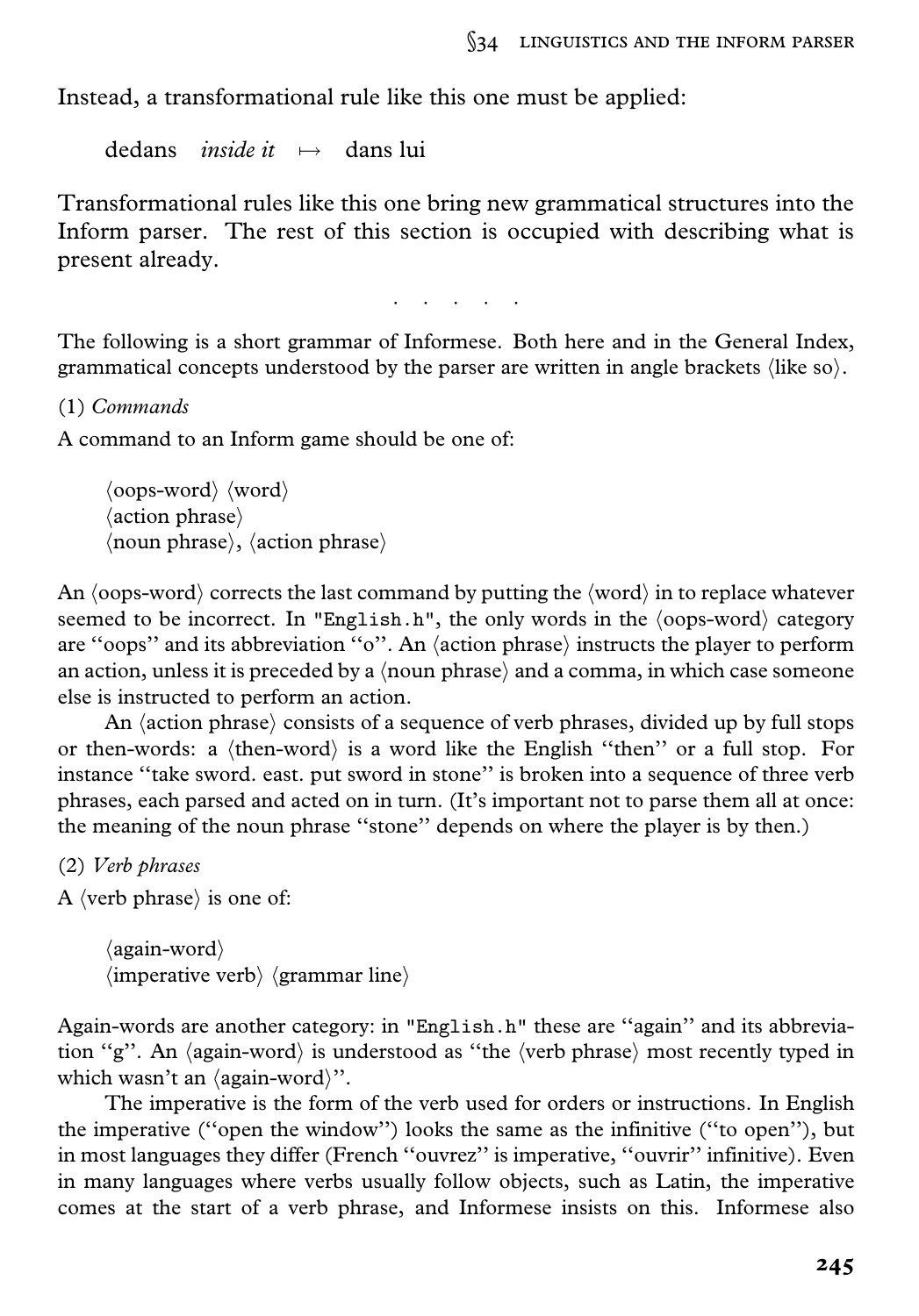Instead, a transformational rule like this one must be applied:

> dedans *inside it* ↦ dans lui

Transformational rules like this one bring new grammatical structures into the Inform parser. The rest of this section is occupied with describing what is present already.

· · · · ·

The following is a short grammar of Informese. Both here and in the General Index, grammatical concepts understood by the parser are written in angle brackets ⟨like so⟩.

(1) *Commands*

A command to an Inform game should be one of:

> ⟨oops-word⟩ ⟨word⟩
> ⟨action phrase⟩
> ⟨noun phrase⟩, ⟨action phrase⟩

An ⟨oops-word⟩ corrects the last command by putting the ⟨word⟩ in to replace whatever seemed to be incorrect. In `"English.h"`, the only words in the ⟨oops-word⟩ category are "oops" and its abbreviation "o". An ⟨action phrase⟩ instructs the player to perform an action, unless it is preceded by a ⟨noun phrase⟩ and a comma, in which case someone else is instructed to perform an action.

An ⟨action phrase⟩ consists of a sequence of verb phrases, divided up by full stops or then-words: a ⟨then-word⟩ is a word like the English "then" or a full stop. For instance "take sword. east. put sword in stone" is broken into a sequence of three verb phrases, each parsed and acted on in turn. (It's important not to parse them all at once: the meaning of the noun phrase "stone" depends on where the player is by then.)

(2) *Verb phrases*

A ⟨verb phrase⟩ is one of:

> ⟨again-word⟩
> ⟨imperative verb⟩ ⟨grammar line⟩

Again-words are another category: in `"English.h"` these are "again" and its abbreviation "g". An ⟨again-word⟩ is understood as "the ⟨verb phrase⟩ most recently typed in which wasn't an ⟨again-word⟩".

The imperative is the form of the verb used for orders or instructions. In English the imperative ("open the window") looks the same as the infinitive ("to open"), but in most languages they differ (French "ouvrez" is imperative, "ouvrir" infinitive). Even in many languages where verbs usually follow objects, such as Latin, the imperative comes at the start of a verb phrase, and Informese insists on this. Informese also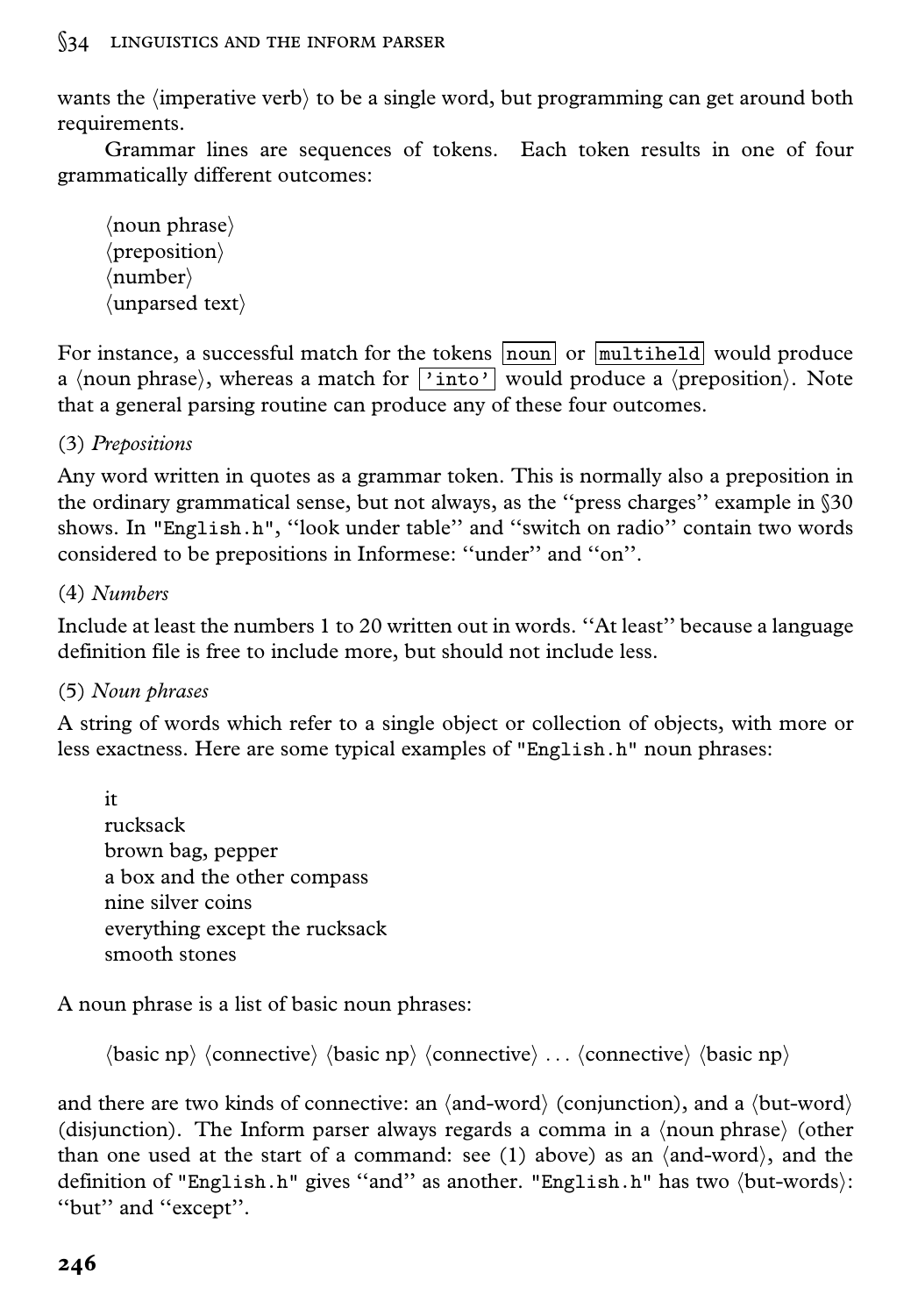wants the ⟨imperative verb⟩ to be a single word, but programming can get around both requirements.

Grammar lines are sequences of tokens. Each token results in one of four grammatically different outcomes:

> ⟨noun phrase⟩
> ⟨preposition⟩
> ⟨number⟩
> ⟨unparsed text⟩

For instance, a successful match for the tokens `noun` or `multiheld` would produce a ⟨noun phrase⟩, whereas a match for `'into'` would produce a ⟨preposition⟩. Note that a general parsing routine can produce any of these four outcomes.

(3) *Prepositions*

Any word written in quotes as a grammar token. This is normally also a preposition in the ordinary grammatical sense, but not always, as the "press charges" example in §30 shows. In `"English.h"`, "look under table" and "switch on radio" contain two words considered to be prepositions in Informese: "under" and "on".

(4) *Numbers*

Include at least the numbers 1 to 20 written out in words. "At least" because a language definition file is free to include more, but should not include less.

(5) *Noun phrases*

A string of words which refer to a single object or collection of objects, with more or less exactness. Here are some typical examples of `"English.h"` noun phrases:

> it
> rucksack
> brown bag, pepper
> a box and the other compass
> nine silver coins
> everything except the rucksack
> smooth stones

A noun phrase is a list of basic noun phrases:

> ⟨basic np⟩ ⟨connective⟩ ⟨basic np⟩ ⟨connective⟩ ... ⟨connective⟩ ⟨basic np⟩

and there are two kinds of connective: an ⟨and-word⟩ (conjunction), and a ⟨but-word⟩ (disjunction). The Inform parser always regards a comma in a ⟨noun phrase⟩ (other than one used at the start of a command: see (1) above) as an ⟨and-word⟩, and the definition of `"English.h"` gives "and" as another. `"English.h"` has two ⟨but-words⟩: "but" and "except".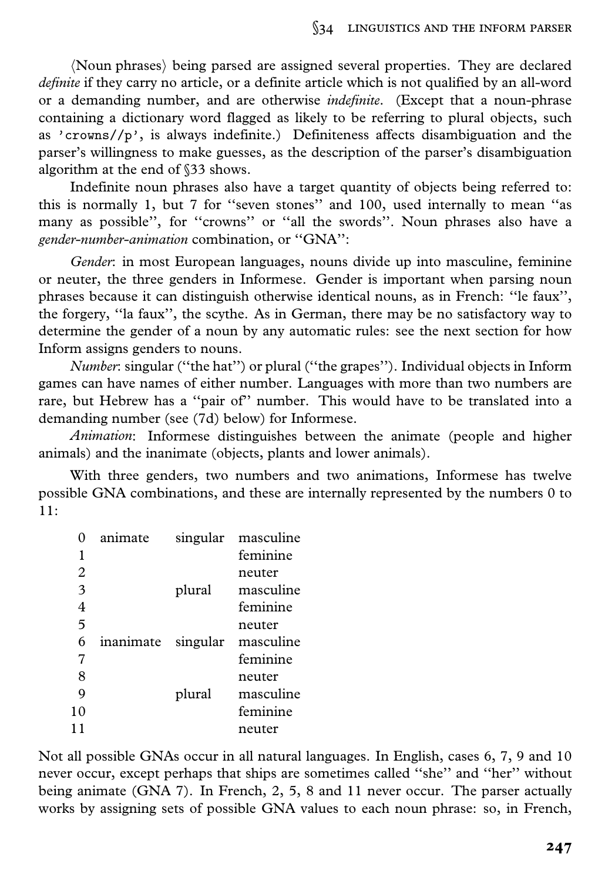⟨Noun phrases⟩ being parsed are assigned several properties. They are declared *definite* if they carry no article, or a definite article which is not qualified by an all-word or a demanding number, and are otherwise *indefinite*. (Except that a noun-phrase containing a dictionary word flagged as likely to be referring to plural objects, such as `'crowns//p'`, is always indefinite.) Definiteness affects disambiguation and the parser's willingness to make guesses, as the description of the parser's disambiguation algorithm at the end of §33 shows.

Indefinite noun phrases also have a target quantity of objects being referred to: this is normally 1, but 7 for "seven stones" and 100, used internally to mean "as many as possible", for "crowns" or "all the swords". Noun phrases also have a *gender-number-animation* combination, or "GNA":

*Gender*: in most European languages, nouns divide up into masculine, feminine or neuter, the three genders in Informese. Gender is important when parsing noun phrases because it can distinguish otherwise identical nouns, as in French: "le faux", the forgery, "la faux", the scythe. As in German, there may be no satisfactory way to determine the gender of a noun by any automatic rules: see the next section for how Inform assigns genders to nouns.

*Number*: singular ("the hat") or plural ("the grapes"). Individual objects in Inform games can have names of either number. Languages with more than two numbers are rare, but Hebrew has a "pair of" number. This would have to be translated into a demanding number (see (7d) below) for Informese.

*Animation*: Informese distinguishes between the animate (people and higher animals) and the inanimate (objects, plants and lower animals).

With three genders, two numbers and two animations, Informese has twelve possible GNA combinations, and these are internally represented by the numbers 0 to 11:

| | | | |
|---|---|---|---|
| 0 | animate | singular | masculine |
| 1 | | | feminine |
| 2 | | | neuter |
| 3 | | plural | masculine |
| 4 | | | feminine |
| 5 | | | neuter |
| 6 | inanimate | singular | masculine |
| 7 | | | feminine |
| 8 | | | neuter |
| 9 | | plural | masculine |
| 10 | | | feminine |
| 11 | | | neuter |

Not all possible GNAs occur in all natural languages. In English, cases 6, 7, 9 and 10 never occur, except perhaps that ships are sometimes called "she" and "her" without being animate (GNA 7). In French, 2, 5, 8 and 11 never occur. The parser actually works by assigning sets of possible GNA values to each noun phrase: so, in French,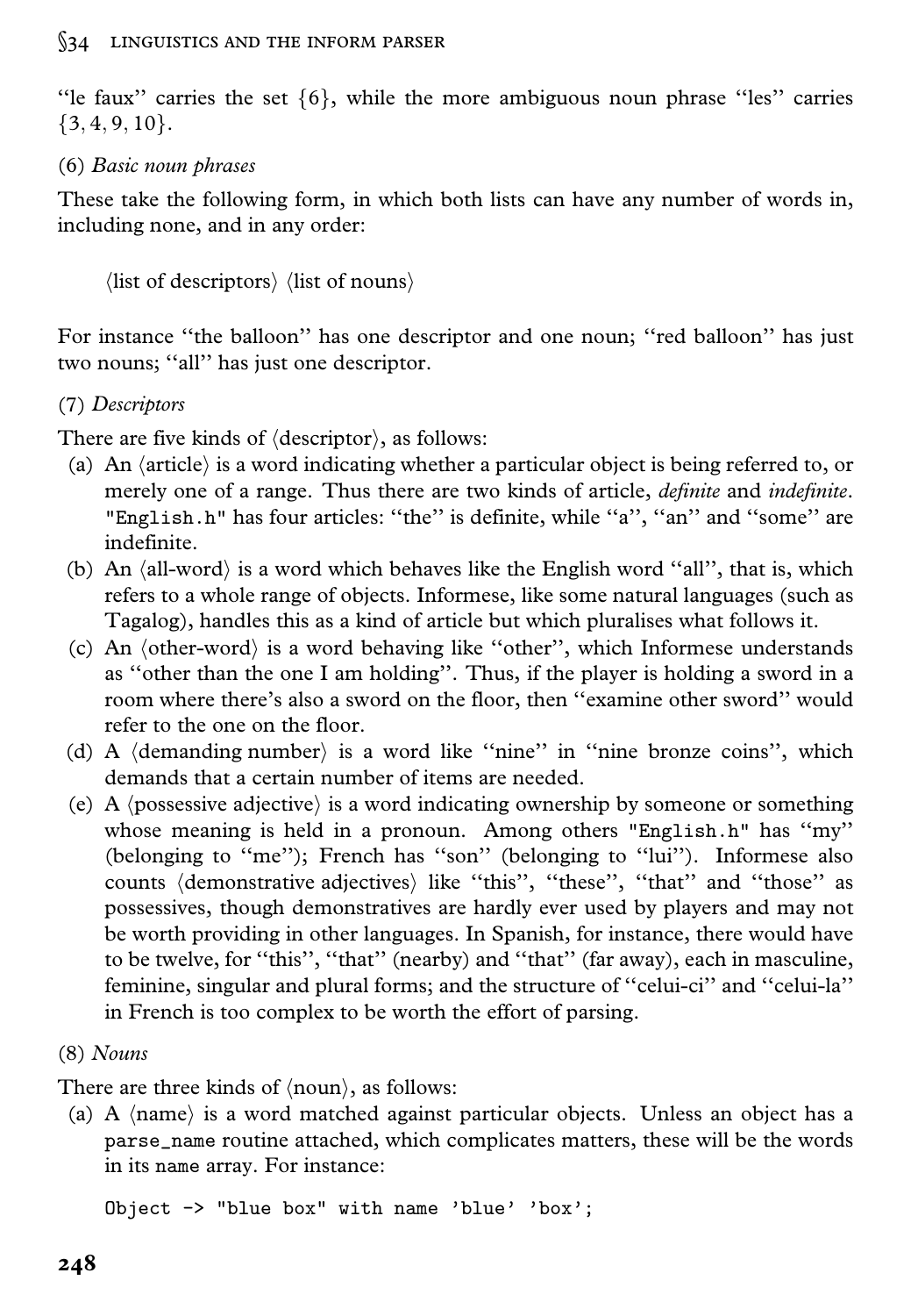"le faux" carries the set $\{6\}$, while the more ambiguous noun phrase "les" carries $\{3, 4, 9, 10\}$.

(6) *Basic noun phrases*

These take the following form, in which both lists can have any number of words in, including none, and in any order:

> ⟨list of descriptors⟩ ⟨list of nouns⟩

For instance "the balloon" has one descriptor and one noun; "red balloon" has just two nouns; "all" has just one descriptor.

(7) *Descriptors*

There are five kinds of ⟨descriptor⟩, as follows:

(a) An ⟨article⟩ is a word indicating whether a particular object is being referred to, or merely one of a range. Thus there are two kinds of article, *definite* and *indefinite*. `"English.h"` has four articles: "the" is definite, while "a", "an" and "some" are indefinite.

(b) An ⟨all-word⟩ is a word which behaves like the English word "all", that is, which refers to a whole range of objects. Informese, like some natural languages (such as Tagalog), handles this as a kind of article but which pluralises what follows it.

(c) An ⟨other-word⟩ is a word behaving like "other", which Informese understands as "other than the one I am holding". Thus, if the player is holding a sword in a room where there's also a sword on the floor, then "examine other sword" would refer to the one on the floor.

(d) A ⟨demanding number⟩ is a word like "nine" in "nine bronze coins", which demands that a certain number of items are needed.

(e) A ⟨possessive adjective⟩ is a word indicating ownership by someone or something whose meaning is held in a pronoun. Among others `"English.h"` has "my" (belonging to "me"); French has "son" (belonging to "lui"). Informese also counts ⟨demonstrative adjectives⟩ like "this", "these", "that" and "those" as possessives, though demonstratives are hardly ever used by players and may not be worth providing in other languages. In Spanish, for instance, there would have to be twelve, for "this", "that" (nearby) and "that" (far away), each in masculine, feminine, singular and plural forms; and the structure of "celui-ci" and "celui-la" in French is too complex to be worth the effort of parsing.

(8) *Nouns*

There are three kinds of ⟨noun⟩, as follows:

(a) A ⟨name⟩ is a word matched against particular objects. Unless an object has a `parse_name` routine attached, which complicates matters, these will be the words in its `name` array. For instance:

```
Object -> "blue box" with name 'blue' 'box';
```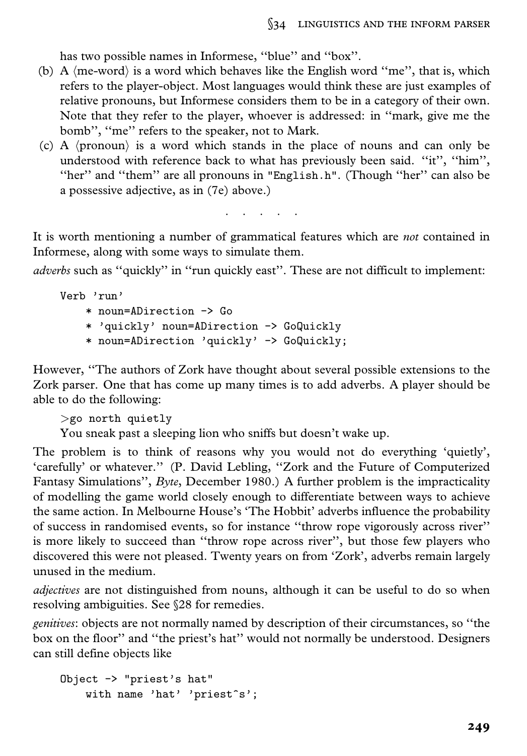has two possible names in Informese, "blue" and "box".

(b) A ⟨me-word⟩ is a word which behaves like the English word "me", that is, which refers to the player-object. Most languages would think these are just examples of relative pronouns, but Informese considers them to be in a category of their own. Note that they refer to the player, whoever is addressed: in "mark, give me the bomb", "me" refers to the speaker, not to Mark.

(c) A ⟨pronoun⟩ is a word which stands in the place of nouns and can only be understood with reference back to what has previously been said. "it", "him", "her" and "them" are all pronouns in "English.h". (Though "her" can also be a possessive adjective, as in (7e) above.)

· · · · ·

It is worth mentioning a number of grammatical features which are *not* contained in Informese, along with some ways to simulate them.

*adverbs* such as "quickly" in "run quickly east". These are not difficult to implement:

```
Verb 'run'
    * noun=ADirection -> Go
    * 'quickly' noun=ADirection -> GoQuickly
    * noun=ADirection 'quickly' -> GoQuickly;
```

However, "The authors of Zork have thought about several possible extensions to the Zork parser. One that has come up many times is to add adverbs. A player should be able to do the following:

>go north quietly
You sneak past a sleeping lion who sniffs but doesn't wake up.

The problem is to think of reasons why you would not do everything 'quietly', 'carefully' or whatever." (P. David Lebling, "Zork and the Future of Computerized Fantasy Simulations", *Byte*, December 1980.) A further problem is the impracticality of modelling the game world closely enough to differentiate between ways to achieve the same action. In Melbourne House's 'The Hobbit' adverbs influence the probability of success in randomised events, so for instance "throw rope vigorously across river" is more likely to succeed than "throw rope across river", but those few players who discovered this were not pleased. Twenty years on from 'Zork', adverbs remain largely unused in the medium.

*adjectives* are not distinguished from nouns, although it can be useful to do so when resolving ambiguities. See §28 for remedies.

*genitives*: objects are not normally named by description of their circumstances, so "the box on the floor" and "the priest's hat" would not normally be understood. Designers can still define objects like

```
Object -> "priest's hat"
    with name 'hat' 'priest^s';
```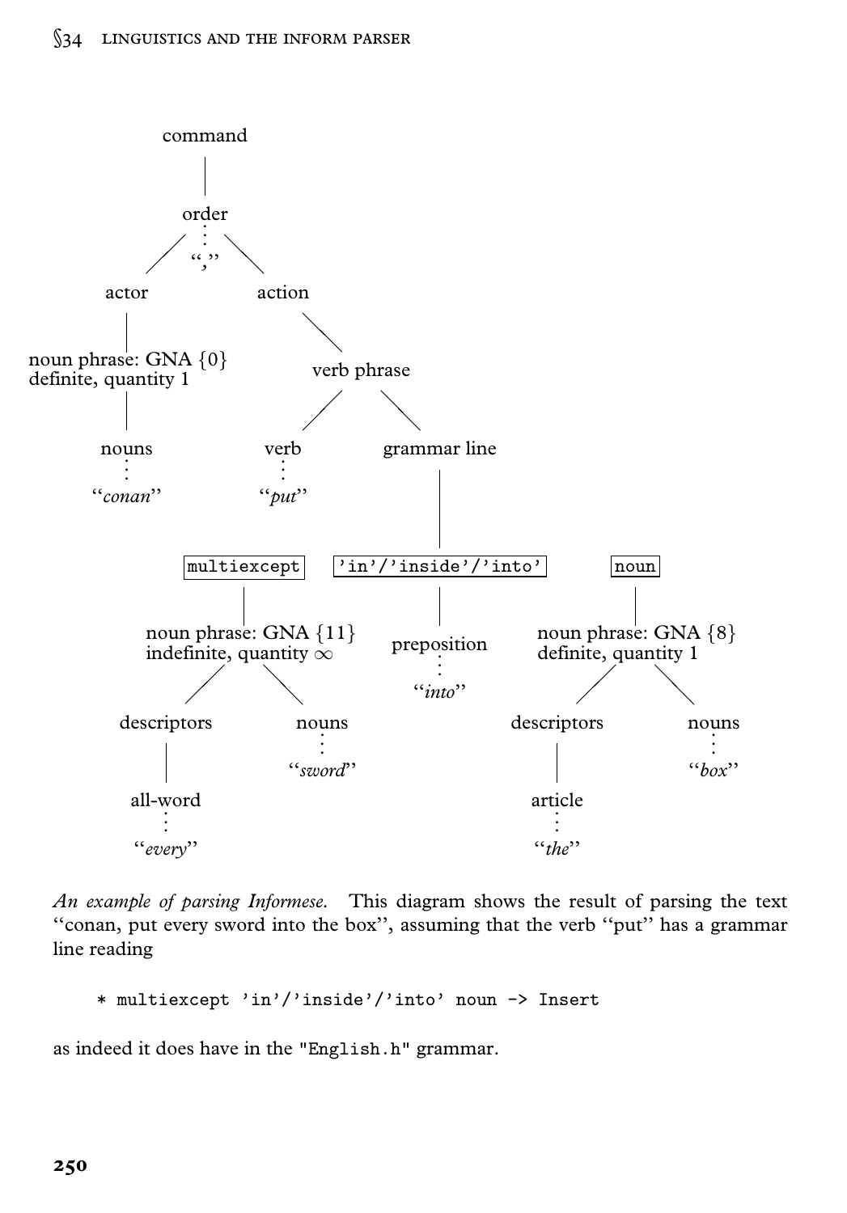```
command
 |
order
 : ","
 ├── actor
 │    |
 │   noun phrase: GNA {0}
 │   definite, quantity 1
 │    |
 │   nouns
 │    : "conan"
 └── action
      |
     verb phrase
      ├── verb
      │    : "put"
      └── grammar line
           ├── [multiexcept]
           │    |
           │   noun phrase: GNA {11}
           │   indefinite, quantity ∞
           │    ├── descriptors
           │    │    |
           │    │   all-word
           │    │    : "every"
           │    └── nouns
           │         : "sword"
           ├── ['in'/'inside'/'into']
           │    |
           │   preposition
           │    : "into"
           └── [noun]
                |
               noun phrase: GNA {8}
               definite, quantity 1
                ├── descriptors
                │    |
                │   article
                │    : "the"
                └── nouns
                     : "box"
```

*An example of parsing Informese.* This diagram shows the result of parsing the text "conan, put every sword into the box", assuming that the verb "put" has a grammar line reading

```
* multiexcept 'in'/'inside'/'into' noun -> Insert
```

as indeed it does have in the "English.h" grammar.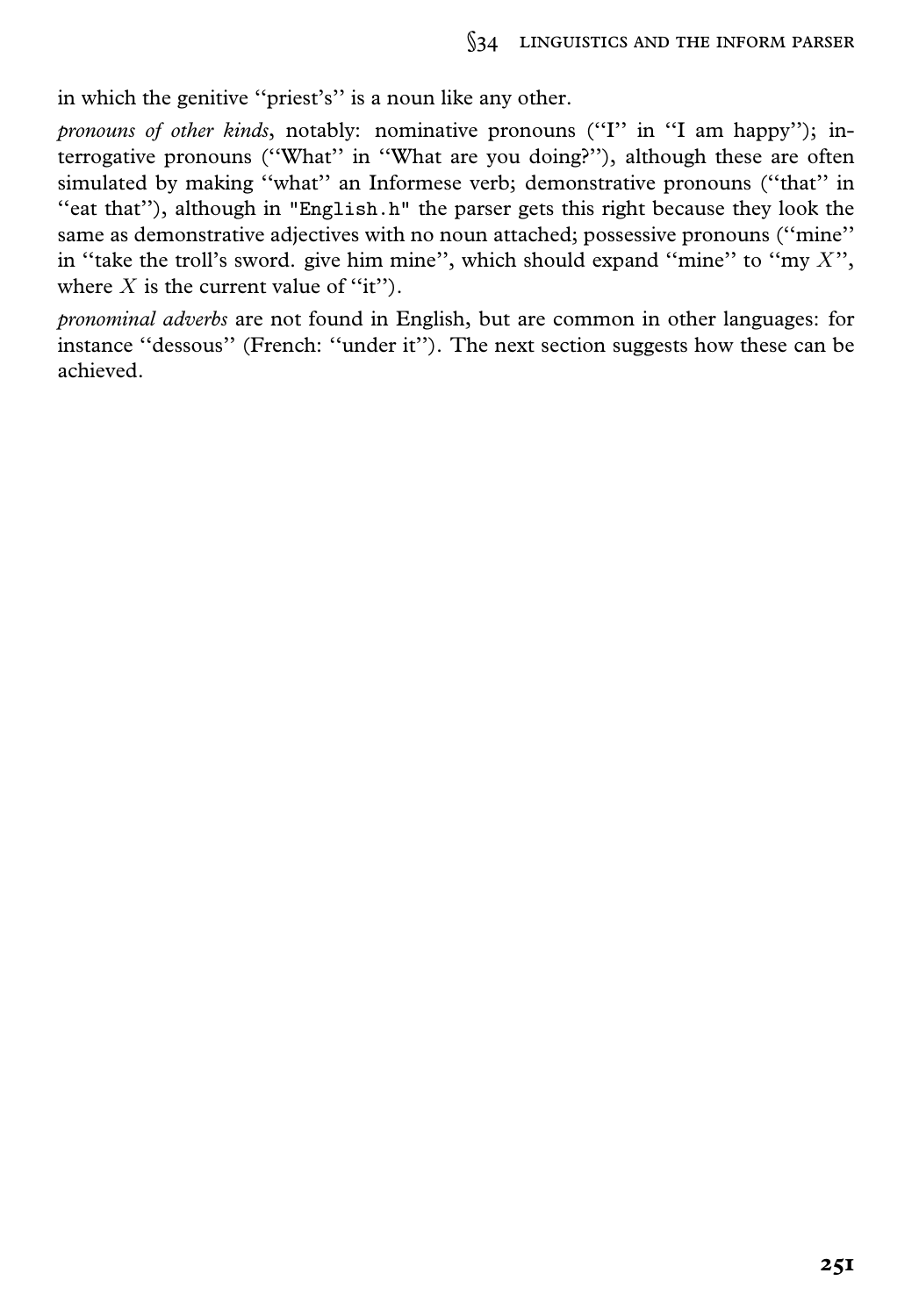in which the genitive "priest's" is a noun like any other.

*pronouns of other kinds*, notably: nominative pronouns ("I" in "I am happy"); interrogative pronouns ("What" in "What are you doing?"), although these are often simulated by making "what" an Informese verb; demonstrative pronouns ("that" in "eat that"), although in `"English.h"` the parser gets this right because they look the same as demonstrative adjectives with no noun attached; possessive pronouns ("mine" in "take the troll's sword. give him mine", which should expand "mine" to "my $X$", where $X$ is the current value of "it").

*pronominal adverbs* are not found in English, but are common in other languages: for instance "dessous" (French: "under it"). The next section suggests how these can be achieved.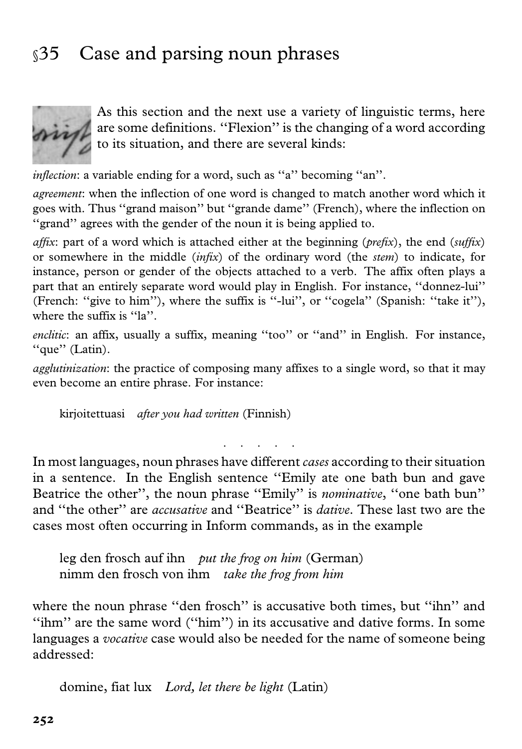# §35 Case and parsing noun phrases

As this section and the next use a variety of linguistic terms, here are some definitions. ''Flexion'' is the changing of a word according to its situation, and there are several kinds:

*inflection*: a variable ending for a word, such as ''a'' becoming ''an''.

*agreement*: when the inflection of one word is changed to match another word which it goes with. Thus ''grand maison'' but ''grande dame'' (French), where the inflection on ''grand'' agrees with the gender of the noun it is being applied to.

*affix*: part of a word which is attached either at the beginning (*prefix*), the end (*suffix*) or somewhere in the middle (*infix*) of the ordinary word (the *stem*) to indicate, for instance, person or gender of the objects attached to a verb. The affix often plays a part that an entirely separate word would play in English. For instance, ''donnez-lui'' (French: ''give to him''), where the suffix is ''-lui'', or ''cogela'' (Spanish: ''take it''), where the suffix is ''la''.

*enclitic*: an affix, usually a suffix, meaning ''too'' or ''and'' in English. For instance, ''que'' (Latin).

*agglutinization*: the practice of composing many affixes to a single word, so that it may even become an entire phrase. For instance:

> kirjoitettuasi   *after you had written* (Finnish)

. . . . .

In most languages, noun phrases have different *cases* according to their situation in a sentence. In the English sentence ''Emily ate one bath bun and gave Beatrice the other'', the noun phrase ''Emily'' is *nominative*, ''one bath bun'' and ''the other'' are *accusative* and ''Beatrice'' is *dative*. These last two are the cases most often occurring in Inform commands, as in the example

> leg den frosch auf ihn   *put the frog on him* (German)
> nimm den frosch von ihm   *take the frog from him*

where the noun phrase ''den frosch'' is accusative both times, but ''ihn'' and ''ihm'' are the same word (''him'') in its accusative and dative forms. In some languages a *vocative* case would also be needed for the name of someone being addressed:

> domine, fiat lux   *Lord, let there be light* (Latin)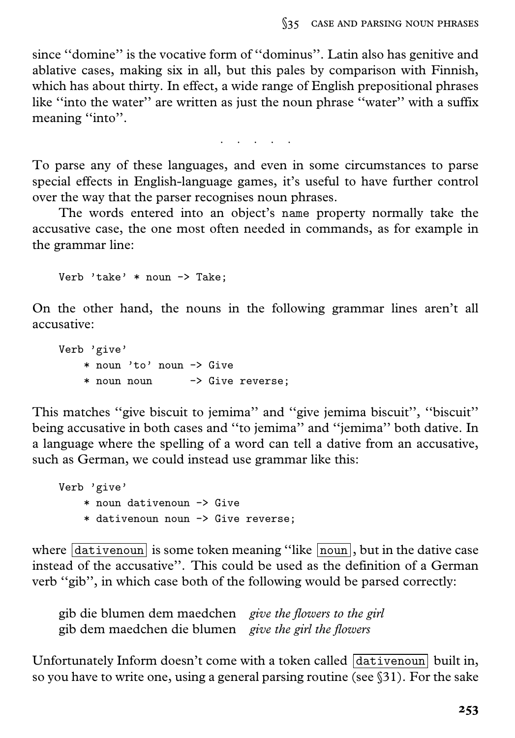since "domine" is the vocative form of "dominus". Latin also has genitive and ablative cases, making six in all, but this pales by comparison with Finnish, which has about thirty. In effect, a wide range of English prepositional phrases like "into the water" are written as just the noun phrase "water" with a suffix meaning "into".

· · · · ·

To parse any of these languages, and even in some circumstances to parse special effects in English-language games, it's useful to have further control over the way that the parser recognises noun phrases.

The words entered into an object's `name` property normally take the accusative case, the one most often needed in commands, as for example in the grammar line:

```
Verb 'take' * noun -> Take;
```

On the other hand, the nouns in the following grammar lines aren't all accusative:

```
Verb 'give'
    * noun 'to' noun -> Give
    * noun noun      -> Give reverse;
```

This matches "give biscuit to jemima" and "give jemima biscuit", "biscuit" being accusative in both cases and "to jemima" and "jemima" both dative. In a language where the spelling of a word can tell a dative from an accusative, such as German, we could instead use grammar like this:

```
Verb 'give'
    * noun dativenoun -> Give
    * dativenoun noun -> Give reverse;
```

where `dativenoun` is some token meaning "like `noun`, but in the dative case instead of the accusative". This could be used as the definition of a German verb "gib", in which case both of the following would be parsed correctly:

gib die blumen dem maedchen &nbsp;&nbsp; *give the flowers to the girl*
gib dem maedchen die blumen &nbsp;&nbsp; *give the girl the flowers*

Unfortunately Inform doesn't come with a token called `dativenoun` built in, so you have to write one, using a general parsing routine (see §31). For the sake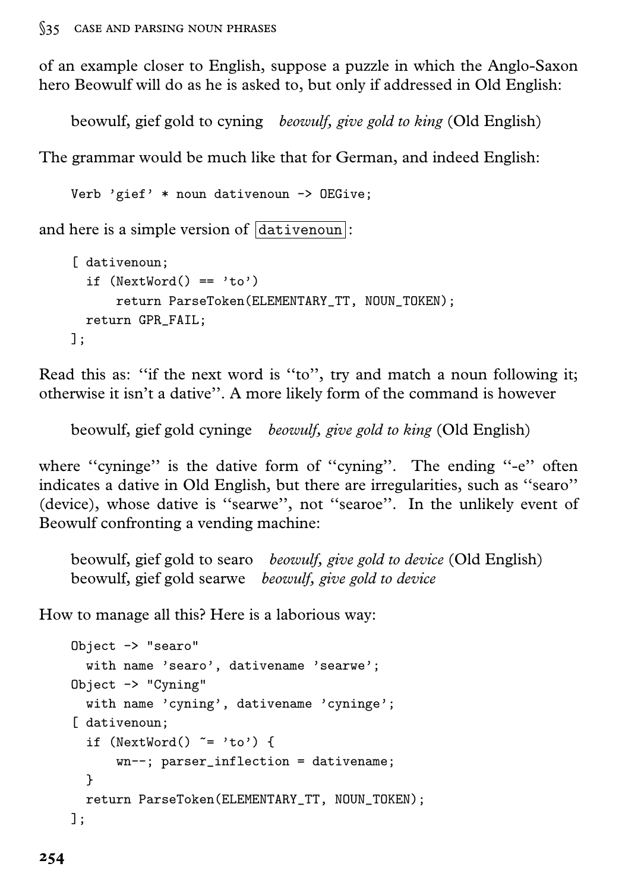of an example closer to English, suppose a puzzle in which the Anglo-Saxon hero Beowulf will do as he is asked to, but only if addressed in Old English:

beowulf, gief gold to cyning   *beowulf, give gold to king* (Old English)

The grammar would be much like that for German, and indeed English:

```
Verb 'gief' * noun dativenoun -> OEGive;
```

and here is a simple version of `dativenoun`:

```
[ dativenoun;
  if (NextWord() == 'to')
      return ParseToken(ELEMENTARY_TT, NOUN_TOKEN);
  return GPR_FAIL;
];
```

Read this as: "if the next word is "to", try and match a noun following it; otherwise it isn't a dative". A more likely form of the command is however

beowulf, gief gold cyninge   *beowulf, give gold to king* (Old English)

where "cyninge" is the dative form of "cyning". The ending "-e" often indicates a dative in Old English, but there are irregularities, such as "searo" (device), whose dative is "searwe", not "searoe". In the unlikely event of Beowulf confronting a vending machine:

beowulf, gief gold to searo   *beowulf, give gold to device* (Old English)
beowulf, gief gold searwe   *beowulf, give gold to device*

How to manage all this? Here is a laborious way:

```
Object -> "searo"
  with name 'searo', dativename 'searwe';
Object -> "Cyning"
  with name 'cyning', dativename 'cyninge';
[ dativenoun;
  if (NextWord() ~= 'to') {
      wn--; parser_inflection = dativename;
  }
  return ParseToken(ELEMENTARY_TT, NOUN_TOKEN);
];
```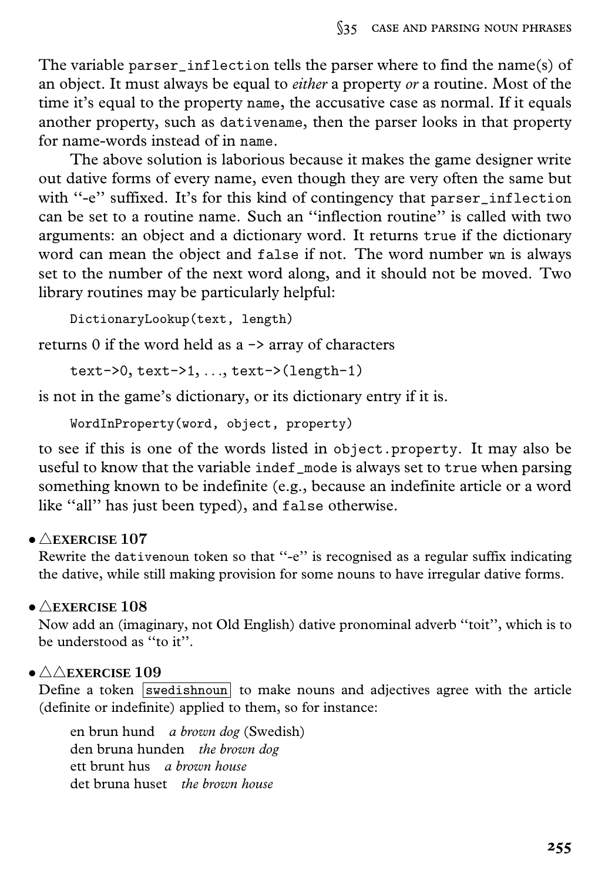The variable `parser_inflection` tells the parser where to find the name(s) of an object. It must always be equal to *either* a property *or* a routine. Most of the time it's equal to the property `name`, the accusative case as normal. If it equals another property, such as `dativename`, then the parser looks in that property for name-words instead of in `name`.

The above solution is laborious because it makes the game designer write out dative forms of every name, even though they are very often the same but with "-e" suffixed. It's for this kind of contingency that `parser_inflection` can be set to a routine name. Such an "inflection routine" is called with two arguments: an object and a dictionary word. It returns `true` if the dictionary word can mean the object and `false` if not. The word number `wn` is always set to the number of the next word along, and it should not be moved. Two library routines may be particularly helpful:

```
DictionaryLookup(text, length)
```

returns 0 if the word held as a `->` array of characters

```
text->0, text->1, ..., text->(length-1)
```

is not in the game's dictionary, or its dictionary entry if it is.

```
WordInProperty(word, object, property)
```

to see if this is one of the words listed in `object.property`. It may also be useful to know that the variable `indef_mode` is always set to `true` when parsing something known to be indefinite (e.g., because an indefinite article or a word like "all" has just been typed), and `false` otherwise.

• △**EXERCISE 107**
Rewrite the `dativenoun` token so that "-e" is recognised as a regular suffix indicating the dative, while still making provision for some nouns to have irregular dative forms.

• △**EXERCISE 108**
Now add an (imaginary, not Old English) dative pronominal adverb "toit", which is to be understood as "to it".

• △△**EXERCISE 109**
Define a token `swedishnoun` to make nouns and adjectives agree with the article (definite or indefinite) applied to them, so for instance:

> en brun hund   *a brown dog* (Swedish)
> den bruna hunden   *the brown dog*
> ett brunt hus   *a brown house*
> det bruna huset   *the brown house*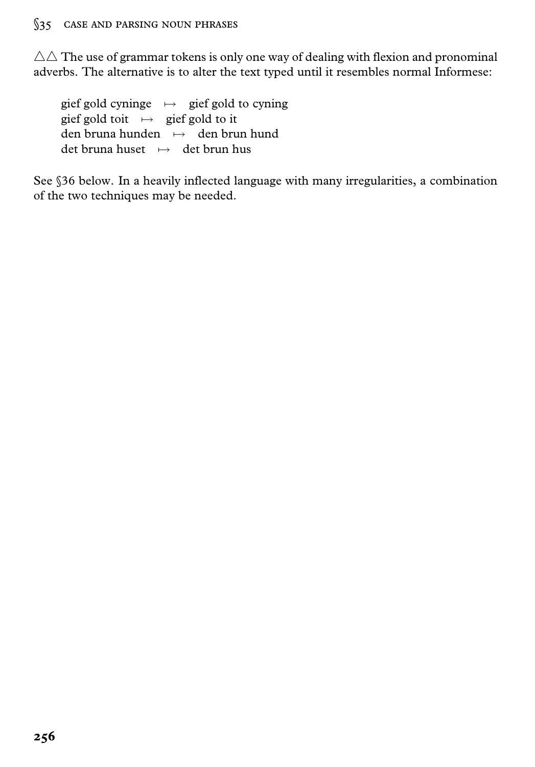△△ The use of grammar tokens is only one way of dealing with flexion and pronominal adverbs. The alternative is to alter the text typed until it resembles normal Informese:

> gief gold cyninge ↦ gief gold to cyning
> gief gold toit ↦ gief gold to it
> den bruna hunden ↦ den brun hund
> det bruna huset ↦ det brun hus

See §36 below. In a heavily inflected language with many irregularities, a combination of the two techniques may be needed.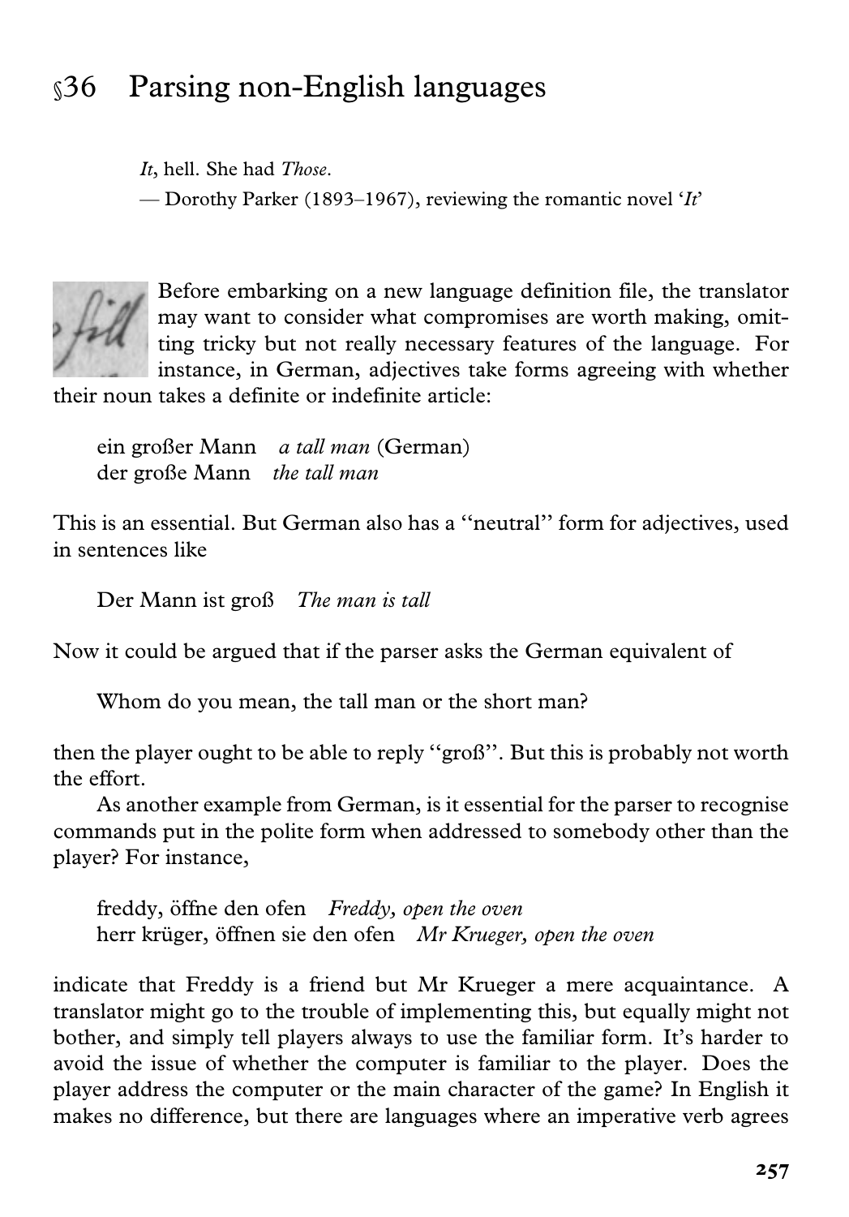# §36 Parsing non-English languages

> *It*, hell. She had *Those*.
>
> — Dorothy Parker (1893–1967), reviewing the romantic novel '*It*'

Before embarking on a new language definition file, the translator may want to consider what compromises are worth making, omitting tricky but not really necessary features of the language. For instance, in German, adjectives take forms agreeing with whether their noun takes a definite or indefinite article:

> ein großer Mann   *a tall man* (German)
> der große Mann   *the tall man*

This is an essential. But German also has a "neutral" form for adjectives, used in sentences like

> Der Mann ist groß   *The man is tall*

Now it could be argued that if the parser asks the German equivalent of

> Whom do you mean, the tall man or the short man?

then the player ought to be able to reply "groß". But this is probably not worth the effort.

As another example from German, is it essential for the parser to recognise commands put in the polite form when addressed to somebody other than the player? For instance,

> freddy, öffne den ofen   *Freddy, open the oven*
> herr krüger, öffnen sie den ofen   *Mr Krueger, open the oven*

indicate that Freddy is a friend but Mr Krueger a mere acquaintance. A translator might go to the trouble of implementing this, but equally might not bother, and simply tell players always to use the familiar form. It's harder to avoid the issue of whether the computer is familiar to the player. Does the player address the computer or the main character of the game? In English it makes no difference, but there are languages where an imperative verb agrees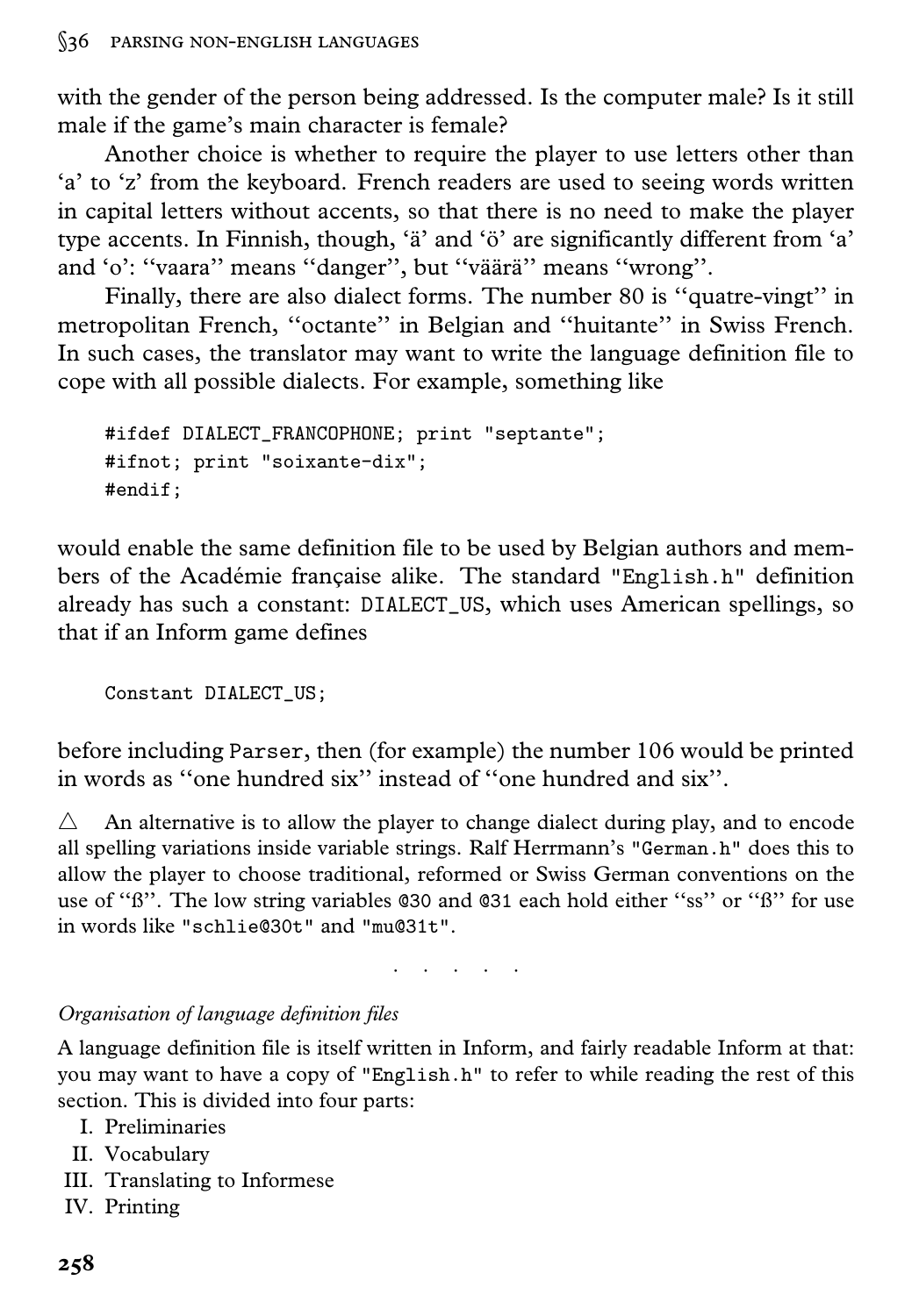with the gender of the person being addressed. Is the computer male? Is it still male if the game's main character is female?

Another choice is whether to require the player to use letters other than 'a' to 'z' from the keyboard. French readers are used to seeing words written in capital letters without accents, so that there is no need to make the player type accents. In Finnish, though, 'ä' and 'ö' are significantly different from 'a' and 'o': "vaara" means "danger", but "väärä" means "wrong".

Finally, there are also dialect forms. The number 80 is "quatre-vingt" in metropolitan French, "octante" in Belgian and "huitante" in Swiss French. In such cases, the translator may want to write the language definition file to cope with all possible dialects. For example, something like

```
#ifdef DIALECT_FRANCOPHONE; print "septante";
#ifnot; print "soixante-dix";
#endif;
```

would enable the same definition file to be used by Belgian authors and members of the Académie française alike. The standard "English.h" definition already has such a constant: DIALECT_US, which uses American spellings, so that if an Inform game defines

```
Constant DIALECT_US;
```

before including Parser, then (for example) the number 106 would be printed in words as "one hundred six" instead of "one hundred and six".

△ An alternative is to allow the player to change dialect during play, and to encode all spelling variations inside variable strings. Ralf Herrmann's "German.h" does this to allow the player to choose traditional, reformed or Swiss German conventions on the use of "ß". The low string variables @30 and @31 each hold either "ss" or "ß" for use in words like "schlie@30t" and "mu@31t".

· · · · ·

*Organisation of language definition files*

A language definition file is itself written in Inform, and fairly readable Inform at that: you may want to have a copy of "English.h" to refer to while reading the rest of this section. This is divided into four parts:

I. Preliminaries
II. Vocabulary
III. Translating to Informese
IV. Printing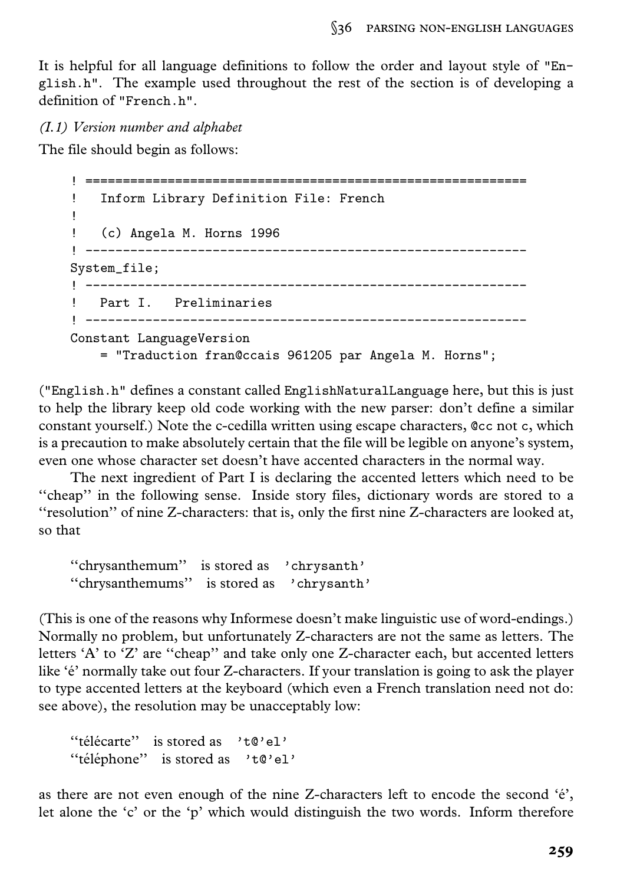It is helpful for all language definitions to follow the order and layout style of "English.h". The example used throughout the rest of the section is of developing a definition of "French.h".

*(I.1) Version number and alphabet*

The file should begin as follows:

```
! ==============================================================
!   Inform Library Definition File: French
!
!   (c) Angela M. Horns 1996
! --------------------------------------------------------------
System_file;
! --------------------------------------------------------------
!   Part I.   Preliminaries
! --------------------------------------------------------------
Constant LanguageVersion
    = "Traduction fran@ccais 961205 par Angela M. Horns";
```

("English.h" defines a constant called EnglishNaturalLanguage here, but this is just to help the library keep old code working with the new parser: don't define a similar constant yourself.) Note the c-cedilla written using escape characters, @cc not c, which is a precaution to make absolutely certain that the file will be legible on anyone's system, even one whose character set doesn't have accented characters in the normal way.

The next ingredient of Part I is declaring the accented letters which need to be "cheap" in the following sense. Inside story files, dictionary words are stored to a "resolution" of nine Z-characters: that is, only the first nine Z-characters are looked at, so that

```
"chrysanthemum"    is stored as   'chrysanth'
"chrysanthemums"   is stored as   'chrysanth'
```

(This is one of the reasons why Informese doesn't make linguistic use of word-endings.) Normally no problem, but unfortunately Z-characters are not the same as letters. The letters 'A' to 'Z' are "cheap" and take only one Z-character each, but accented letters like 'é' normally take out four Z-characters. If your translation is going to ask the player to type accented letters at the keyboard (which even a French translation need not do: see above), the resolution may be unacceptably low:

```
"télécarte"   is stored as   't@'el'
"téléphone"   is stored as   't@'el'
```

as there are not even enough of the nine Z-characters left to encode the second 'é', let alone the 'c' or the 'p' which would distinguish the two words. Inform therefore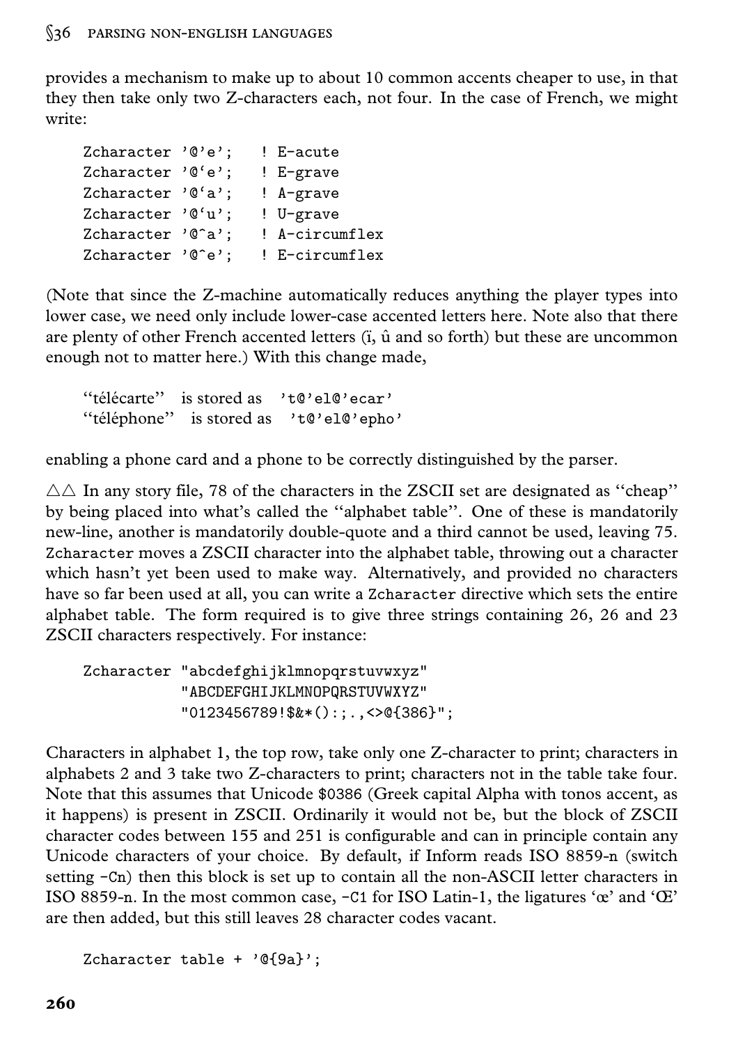provides a mechanism to make up to about 10 common accents cheaper to use, in that they then take only two Z-characters each, not four. In the case of French, we might write:

```
Zcharacter '@'e';   ! E-acute
Zcharacter '@`e';   ! E-grave
Zcharacter '@`a';   ! A-grave
Zcharacter '@`u';   ! U-grave
Zcharacter '@^a';   ! A-circumflex
Zcharacter '@^e';   ! E-circumflex
```

(Note that since the Z-machine automatically reduces anything the player types into lower case, we need only include lower-case accented letters here. Note also that there are plenty of other French accented letters (ï, û and so forth) but these are uncommon enough not to matter here.) With this change made,

```
"télécarte"   is stored as  't@'el@'ecar'
"téléphone"   is stored as  't@'el@'epho'
```

enabling a phone card and a phone to be correctly distinguished by the parser.

△△ In any story file, 78 of the characters in the ZSCII set are designated as "cheap" by being placed into what's called the "alphabet table". One of these is mandatorily new-line, another is mandatorily double-quote and a third cannot be used, leaving 75. `Zcharacter` moves a ZSCII character into the alphabet table, throwing out a character which hasn't yet been used to make way. Alternatively, and provided no characters have so far been used at all, you can write a `Zcharacter` directive which sets the entire alphabet table. The form required is to give three strings containing 26, 26 and 23 ZSCII characters respectively. For instance:

```
Zcharacter "abcdefghijklmnopqrstuvwxyz"
           "ABCDEFGHIJKLMNOPQRSTUVWXYZ"
           "0123456789!$&*():;.,<>@{386}";
```

Characters in alphabet 1, the top row, take only one Z-character to print; characters in alphabets 2 and 3 take two Z-characters to print; characters not in the table take four. Note that this assumes that Unicode $0386 (Greek capital Alpha with tonos accent, as it happens) is present in ZSCII. Ordinarily it would not be, but the block of ZSCII character codes between 155 and 251 is configurable and can in principle contain any Unicode characters of your choice. By default, if Inform reads ISO 8859-n (switch setting `-Cn`) then this block is set up to contain all the non-ASCII letter characters in ISO 8859-n. In the most common case, `-C1` for ISO Latin-1, the ligatures 'œ' and 'Œ' are then added, but this still leaves 28 character codes vacant.

```
Zcharacter table + '@{9a}';
```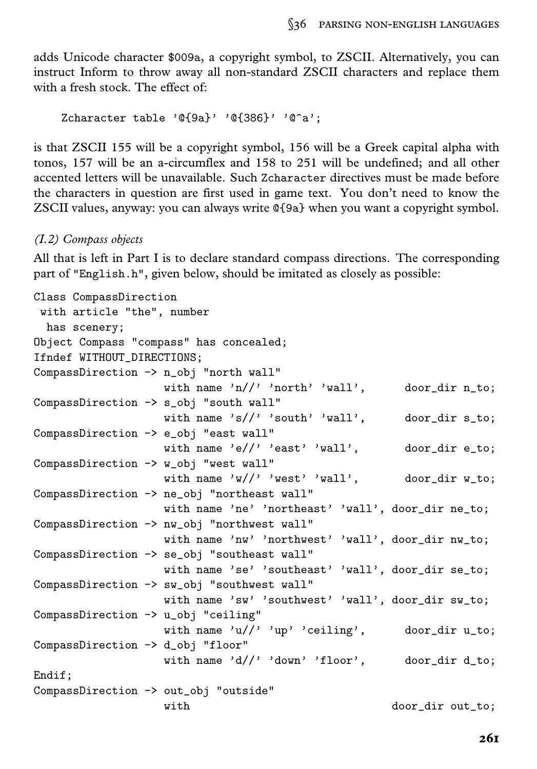adds Unicode character $009a, a copyright symbol, to ZSCII. Alternatively, you can instruct Inform to throw away all non-standard ZSCII characters and replace them with a fresh stock. The effect of:

```
Zcharacter table '@{9a}' '@{386}' '@^a';
```

is that ZSCII 155 will be a copyright symbol, 156 will be a Greek capital alpha with tonos, 157 will be an a-circumflex and 158 to 251 will be undefined; and all other accented letters will be unavailable. Such `Zcharacter` directives must be made before the characters in question are first used in game text. You don't need to know the ZSCII values, anyway: you can always write `@{9a}` when you want a copyright symbol.

*(I.2) Compass objects*

All that is left in Part I is to declare standard compass directions. The corresponding part of "`English.h`", given below, should be imitated as closely as possible:

```
Class CompassDirection
 with article "the", number
  has scenery;
Object Compass "compass" has concealed;
Ifndef WITHOUT_DIRECTIONS;
CompassDirection -> n_obj "north wall"
                    with name 'n//' 'north' 'wall',      door_dir n_to;
CompassDirection -> s_obj "south wall"
                    with name 's//' 'south' 'wall',      door_dir s_to;
CompassDirection -> e_obj "east wall"
                    with name 'e//' 'east' 'wall',       door_dir e_to;
CompassDirection -> w_obj "west wall"
                    with name 'w//' 'west' 'wall',       door_dir w_to;
CompassDirection -> ne_obj "northeast wall"
                    with name 'ne' 'northeast' 'wall', door_dir ne_to;
CompassDirection -> nw_obj "northwest wall"
                    with name 'nw' 'northwest' 'wall', door_dir nw_to;
CompassDirection -> se_obj "southeast wall"
                    with name 'se' 'southeast' 'wall', door_dir se_to;
CompassDirection -> sw_obj "southwest wall"
                    with name 'sw' 'southwest' 'wall', door_dir sw_to;
CompassDirection -> u_obj "ceiling"
                    with name 'u//' 'up' 'ceiling',      door_dir u_to;
CompassDirection -> d_obj "floor"
                    with name 'd//' 'down' 'floor',      door_dir d_to;
Endif;
CompassDirection -> out_obj "outside"
                    with                               door_dir out_to;
```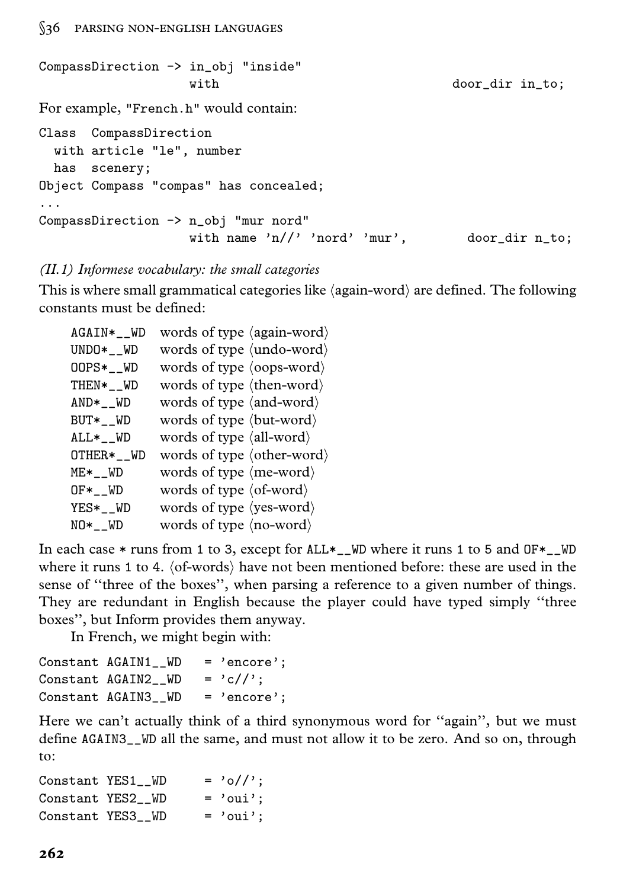```
CompassDirection -> in_obj "inside"
                    with                              door_dir in_to;
```

For example, "French.h" would contain:

```
Class  CompassDirection
  with article "le", number
  has  scenery;
Object Compass "compas" has concealed;
...
CompassDirection -> n_obj "mur nord"
                    with name 'n//' 'nord' 'mur',        door_dir n_to;
```

*(II.1) Informese vocabulary: the small categories*

This is where small grammatical categories like ⟨again-word⟩ are defined. The following constants must be defined:

| | |
|---|---|
| `AGAIN*__WD` | words of type ⟨again-word⟩ |
| `UNDO*__WD` | words of type ⟨undo-word⟩ |
| `OOPS*__WD` | words of type ⟨oops-word⟩ |
| `THEN*__WD` | words of type ⟨then-word⟩ |
| `AND*__WD` | words of type ⟨and-word⟩ |
| `BUT*__WD` | words of type ⟨but-word⟩ |
| `ALL*__WD` | words of type ⟨all-word⟩ |
| `OTHER*__WD` | words of type ⟨other-word⟩ |
| `ME*__WD` | words of type ⟨me-word⟩ |
| `OF*__WD` | words of type ⟨of-word⟩ |
| `YES*__WD` | words of type ⟨yes-word⟩ |
| `NO*__WD` | words of type ⟨no-word⟩ |

In each case * runs from 1 to 3, except for `ALL*__WD` where it runs 1 to 5 and `OF*__WD` where it runs 1 to 4. ⟨of-words⟩ have not been mentioned before: these are used in the sense of "three of the boxes", when parsing a reference to a given number of things. They are redundant in English because the player could have typed simply "three boxes", but Inform provides them anyway.

In French, we might begin with:

```
Constant AGAIN1__WD   = 'encore';
Constant AGAIN2__WD   = 'c//';
Constant AGAIN3__WD   = 'encore';
```

Here we can't actually think of a third synonymous word for "again", but we must define `AGAIN3__WD` all the same, and must not allow it to be zero. And so on, through to:

```
Constant YES1__WD     = 'o//';
Constant YES2__WD     = 'oui';
Constant YES3__WD     = 'oui';
```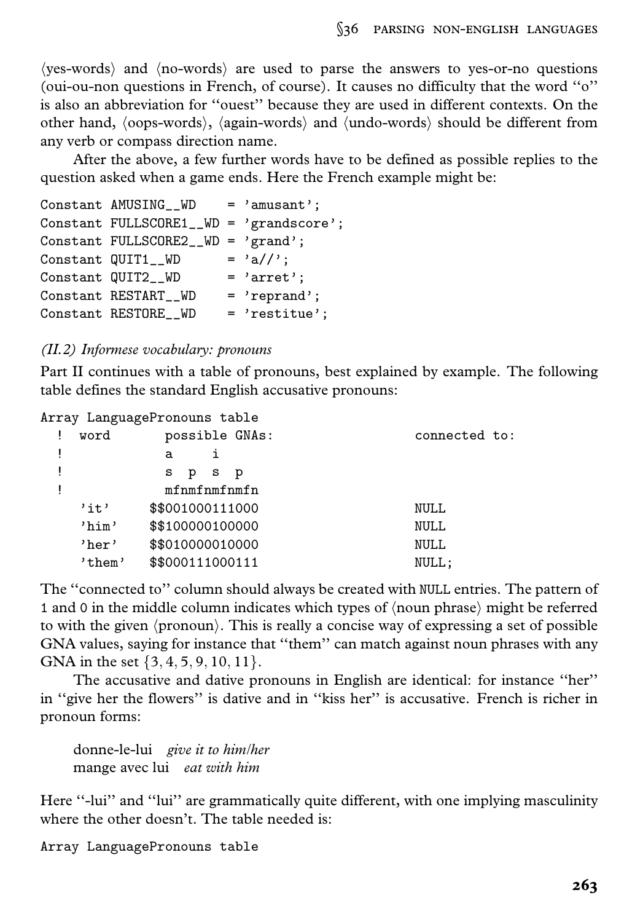⟨yes-words⟩ and ⟨no-words⟩ are used to parse the answers to yes-or-no questions (oui-ou-non questions in French, of course). It causes no difficulty that the word "o" is also an abbreviation for "ouest" because they are used in different contexts. On the other hand, ⟨oops-words⟩, ⟨again-words⟩ and ⟨undo-words⟩ should be different from any verb or compass direction name.

After the above, a few further words have to be defined as possible replies to the question asked when a game ends. Here the French example might be:

```
Constant AMUSING__WD    = 'amusant';
Constant FULLSCORE1__WD = 'grandscore';
Constant FULLSCORE2__WD = 'grand';
Constant QUIT1__WD      = 'a//';
Constant QUIT2__WD      = 'arret';
Constant RESTART__WD    = 'reprand';
Constant RESTORE__WD    = 'restitue';
```

*(II.2) Informese vocabulary: pronouns*

Part II continues with a table of pronouns, best explained by example. The following table defines the standard English accusative pronouns:

```
Array LanguagePronouns table
  !  word        possible GNAs:                  connected to:
  !              a     i
  !              s  p  s  p
  !              mfnmfnmfnmfn
     'it'      $$001000111000                  NULL
     'him'     $$100000100000                  NULL
     'her'     $$010000010000                  NULL
     'them'    $$000111000111                  NULL;
```

The "connected to" column should always be created with `NULL` entries. The pattern of `1` and `0` in the middle column indicates which types of ⟨noun phrase⟩ might be referred to with the given ⟨pronoun⟩. This is really a concise way of expressing a set of possible GNA values, saying for instance that "them" can match against noun phrases with any GNA in the set $\{3, 4, 5, 9, 10, 11\}$.

The accusative and dative pronouns in English are identical: for instance "her" in "give her the flowers" is dative and in "kiss her" is accusative. French is richer in pronoun forms:

> donne-le-lui *give it to him/her*
> mange avec lui *eat with him*

Here "-lui" and "lui" are grammatically quite different, with one implying masculinity where the other doesn't. The table needed is:

```
Array LanguagePronouns table
```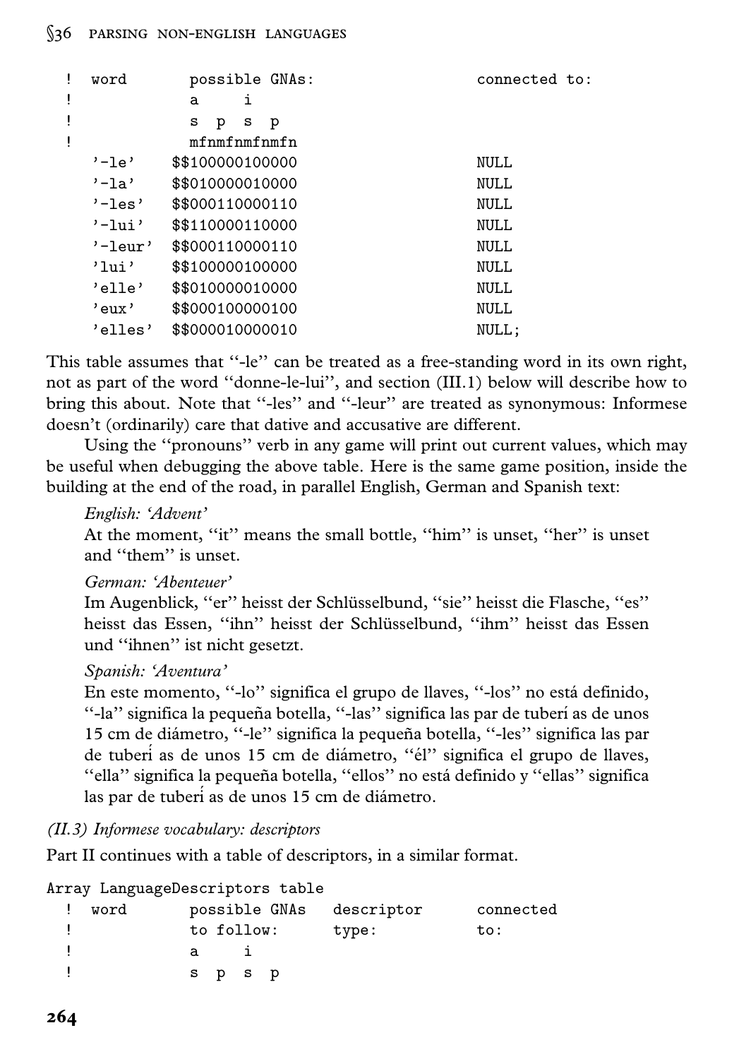```
  !  word       possible GNAs:                          connected to:
  !             a     i
  !             s  p  s  p
  !             mfnmfnmfnmfn
    '-le'    $$100000100000                             NULL
    '-la'    $$010000010000                             NULL
    '-les'   $$000110000110                             NULL
    '-lui'   $$110000110000                             NULL
    '-leur'  $$000110000110                             NULL
    'lui'    $$100000100000                             NULL
    'elle'   $$010000010000                             NULL
    'eux'    $$000100000100                             NULL
    'elles'  $$000010000010                             NULL;
```

This table assumes that "-le" can be treated as a free-standing word in its own right, not as part of the word "donne-le-lui", and section (III.1) below will describe how to bring this about. Note that "-les" and "-leur" are treated as synonymous: Informese doesn't (ordinarily) care that dative and accusative are different.

Using the "pronouns" verb in any game will print out current values, which may be useful when debugging the above table. Here is the same game position, inside the building at the end of the road, in parallel English, German and Spanish text:

> *English: 'Advent'*
> At the moment, "it" means the small bottle, "him" is unset, "her" is unset and "them" is unset.
>
> *German: 'Abenteuer'*
> Im Augenblick, "er" heisst der Schlüsselbund, "sie" heisst die Flasche, "es" heisst das Essen, "ihn" heisst der Schlüsselbund, "ihm" heisst das Essen und "ihnen" ist nicht gesetzt.
>
> *Spanish: 'Aventura'*
> En este momento, "-lo" significa el grupo de llaves, "-los" no está definido, "-la" significa la pequeña botella, "-las" significa las par de tuberí as de unos 15 cm de diámetro, "-le" significa la pequeña botella, "-les" significa las par de tuberí as de unos 15 cm de diámetro, "él" significa el grupo de llaves, "ella" significa la pequeña botella, "ellos" no está definido y "ellas" significa las par de tuberí as de unos 15 cm de diámetro.

### *(II.3) Informese vocabulary: descriptors*

Part II continues with a table of descriptors, in a similar format.

```
Array LanguageDescriptors table
  !  word       possible GNAs   descriptor      connected
  !             to follow:      type:           to:
  !             a     i
  !             s  p  s  p
```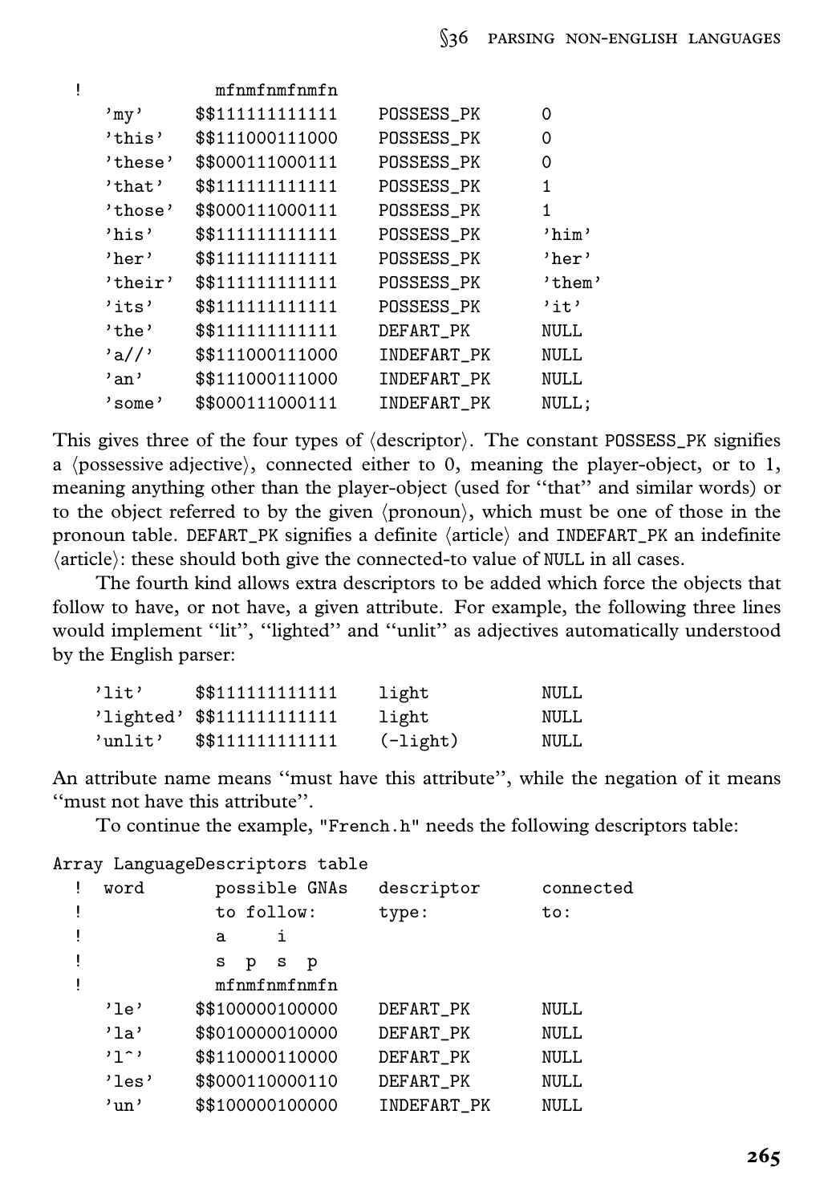```
!              mfnmfnmfnmfn
    'my'     $$111111111111    POSSESS_PK      0
    'this'   $$111000111000    POSSESS_PK      0
    'these'  $$000111000111    POSSESS_PK      0
    'that'   $$111111111111    POSSESS_PK      1
    'those'  $$000111000111    POSSESS_PK      1
    'his'    $$111111111111    POSSESS_PK      'him'
    'her'    $$111111111111    POSSESS_PK      'her'
    'their'  $$111111111111    POSSESS_PK      'them'
    'its'    $$111111111111    POSSESS_PK      'it'
    'the'    $$111111111111    DEFART_PK       NULL
    'a//'    $$111000111000    INDEFART_PK     NULL
    'an'     $$111000111000    INDEFART_PK     NULL
    'some'   $$000111000111    INDEFART_PK     NULL;
```

This gives three of the four types of ⟨descriptor⟩. The constant POSSESS_PK signifies a ⟨possessive adjective⟩, connected either to 0, meaning the player-object, or to 1, meaning anything other than the player-object (used for "that" and similar words) or to the object referred to by the given ⟨pronoun⟩, which must be one of those in the pronoun table. DEFART_PK signifies a definite ⟨article⟩ and INDEFART_PK an indefinite ⟨article⟩: these should both give the connected-to value of NULL in all cases.

The fourth kind allows extra descriptors to be added which force the objects that follow to have, or not have, a given attribute. For example, the following three lines would implement "lit", "lighted" and "unlit" as adjectives automatically understood by the English parser:

```
    'lit'     $$111111111111    light           NULL
    'lighted' $$111111111111    light           NULL
    'unlit'   $$111111111111    (-light)        NULL
```

An attribute name means "must have this attribute", while the negation of it means "must not have this attribute".

To continue the example, "French.h" needs the following descriptors table:

```
Array LanguageDescriptors table
  !  word        possible GNAs   descriptor      connected
  !              to follow:      type:           to:
  !              a     i
  !              s  p  s  p
  !              mfnmfnmfnmfn
    'le'     $$100000100000    DEFART_PK       NULL
    'la'     $$010000010000    DEFART_PK       NULL
    'l^'     $$110000110000    DEFART_PK       NULL
    'les'    $$000110000110    DEFART_PK       NULL
    'un'     $$100000100000    INDEFART_PK     NULL
```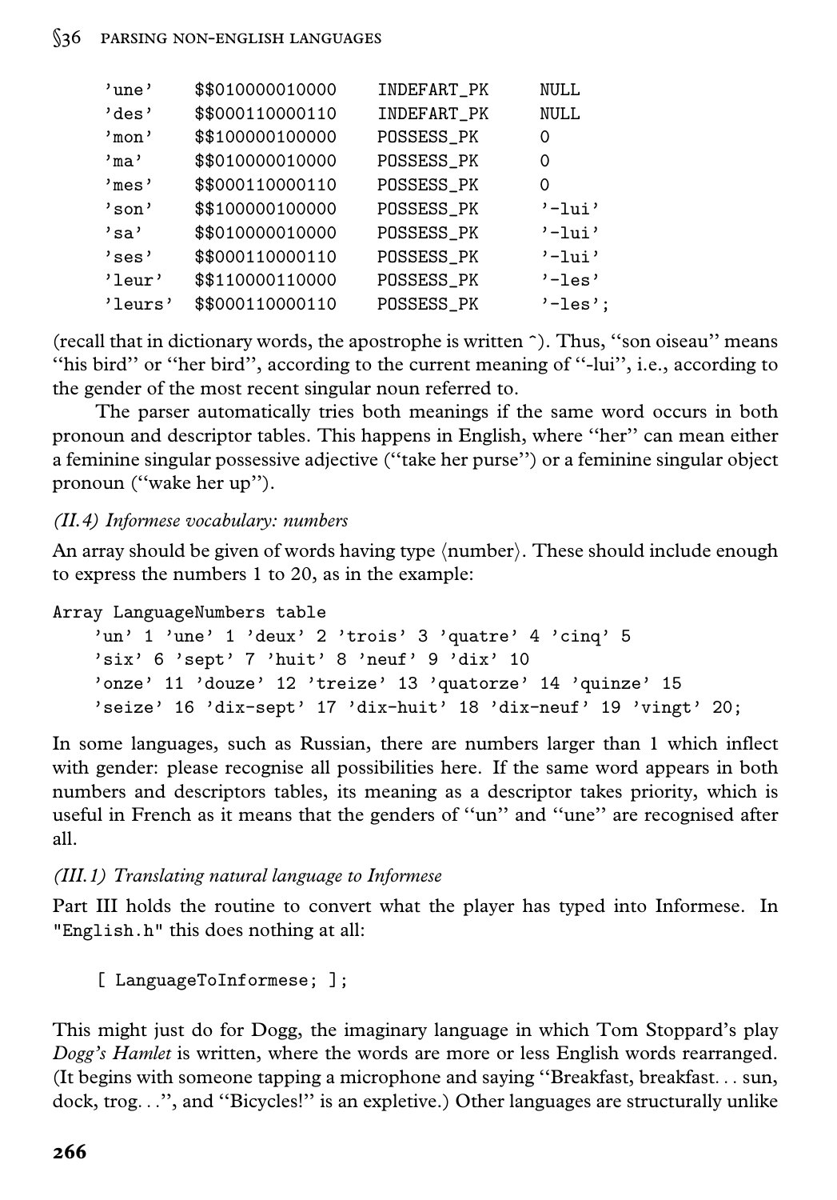```
    'une'    $$010000010000    INDEFART_PK    NULL
    'des'    $$000110000110    INDEFART_PK    NULL
    'mon'    $$100000100000    POSSESS_PK     0
    'ma'     $$010000010000    POSSESS_PK     0
    'mes'    $$000110000110    POSSESS_PK     0
    'son'    $$100000100000    POSSESS_PK     '-lui'
    'sa'     $$010000010000    POSSESS_PK     '-lui'
    'ses'    $$000110000110    POSSESS_PK     '-lui'
    'leur'   $$110000110000    POSSESS_PK     '-les'
    'leurs'  $$000110000110    POSSESS_PK     '-les';
```

(recall that in dictionary words, the apostrophe is written ^). Thus, "son oiseau" means "his bird" or "her bird", according to the current meaning of "-lui", i.e., according to the gender of the most recent singular noun referred to.

The parser automatically tries both meanings if the same word occurs in both pronoun and descriptor tables. This happens in English, where "her" can mean either a feminine singular possessive adjective ("take her purse") or a feminine singular object pronoun ("wake her up").

*(II.4) Informese vocabulary: numbers*

An array should be given of words having type ⟨number⟩. These should include enough to express the numbers 1 to 20, as in the example:

```
Array LanguageNumbers table
    'un' 1 'une' 1 'deux' 2 'trois' 3 'quatre' 4 'cinq' 5
    'six' 6 'sept' 7 'huit' 8 'neuf' 9 'dix' 10
    'onze' 11 'douze' 12 'treize' 13 'quatorze' 14 'quinze' 15
    'seize' 16 'dix-sept' 17 'dix-huit' 18 'dix-neuf' 19 'vingt' 20;
```

In some languages, such as Russian, there are numbers larger than 1 which inflect with gender: please recognise all possibilities here. If the same word appears in both numbers and descriptors tables, its meaning as a descriptor takes priority, which is useful in French as it means that the genders of "un" and "une" are recognised after all.

*(III.1) Translating natural language to Informese*

Part III holds the routine to convert what the player has typed into Informese. In "English.h" this does nothing at all:

```
    [ LanguageToInformese; ];
```

This might just do for Dogg, the imaginary language in which Tom Stoppard's play *Dogg's Hamlet* is written, where the words are more or less English words rearranged. (It begins with someone tapping a microphone and saying "Breakfast, breakfast... sun, dock, trog...", and "Bicycles!" is an expletive.) Other languages are structurally unlike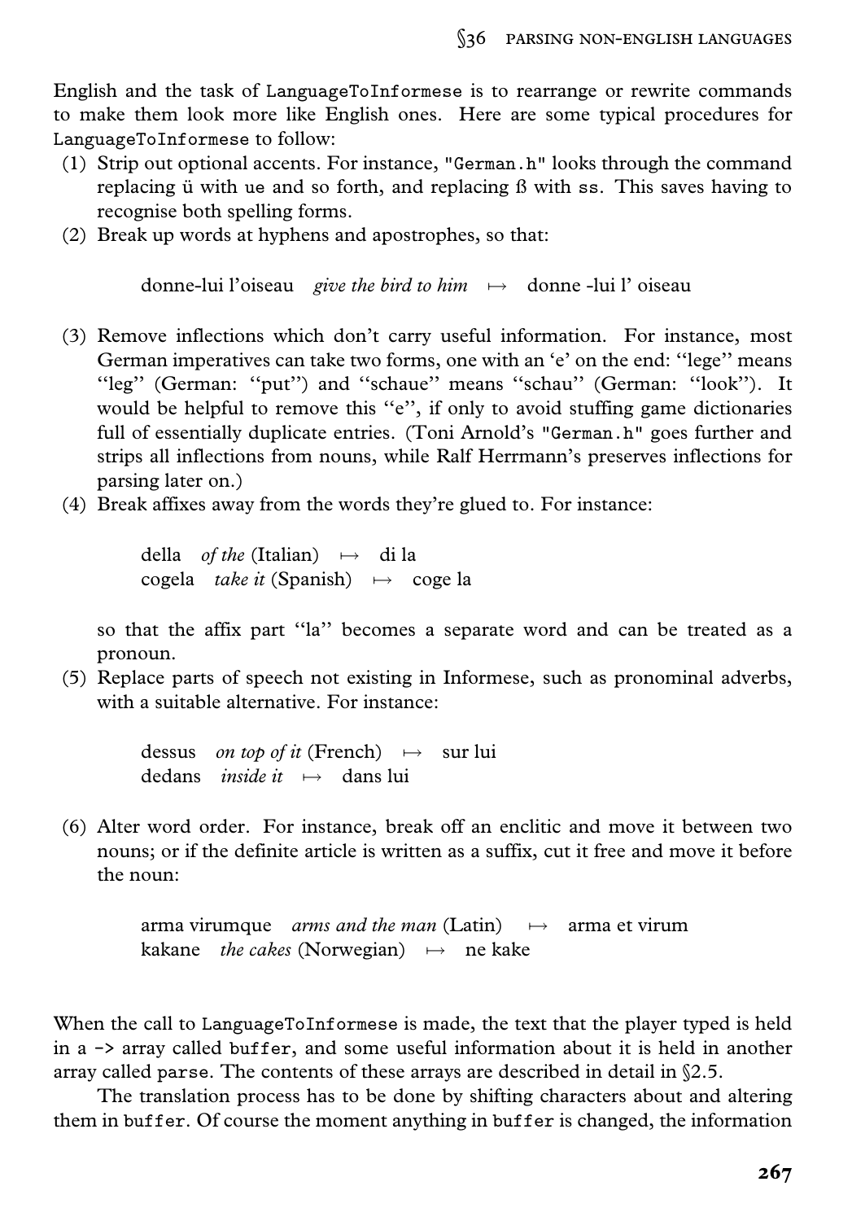English and the task of `LanguageToInformese` is to rearrange or rewrite commands to make them look more like English ones. Here are some typical procedures for `LanguageToInformese` to follow:

1. Strip out optional accents. For instance, `"German.h"` looks through the command replacing ü with ue and so forth, and replacing ß with ss. This saves having to recognise both spelling forms.
2. Break up words at hyphens and apostrophes, so that:

   donne-lui l'oiseau *give the bird to him* ↦ donne -lui l' oiseau

3. Remove inflections which don't carry useful information. For instance, most German imperatives can take two forms, one with an 'e' on the end: "lege" means "leg" (German: "put") and "schaue" means "schau" (German: "look"). It would be helpful to remove this "e", if only to avoid stuffing game dictionaries full of essentially duplicate entries. (Toni Arnold's `"German.h"` goes further and strips all inflections from nouns, while Ralf Herrmann's preserves inflections for parsing later on.)
4. Break affixes away from the words they're glued to. For instance:

   della *of the* (Italian) ↦ di la
   cogela *take it* (Spanish) ↦ coge la

   so that the affix part "la" becomes a separate word and can be treated as a pronoun.
5. Replace parts of speech not existing in Informese, such as pronominal adverbs, with a suitable alternative. For instance:

   dessus *on top of it* (French) ↦ sur lui
   dedans *inside it* ↦ dans lui

6. Alter word order. For instance, break off an enclitic and move it between two nouns; or if the definite article is written as a suffix, cut it free and move it before the noun:

   arma virumque *arms and the man* (Latin) ↦ arma et virum
   kakane *the cakes* (Norwegian) ↦ ne kake

When the call to `LanguageToInformese` is made, the text that the player typed is held in a `->` array called `buffer`, and some useful information about it is held in another array called `parse`. The contents of these arrays are described in detail in §2.5.

The translation process has to be done by shifting characters about and altering them in `buffer`. Of course the moment anything in `buffer` is changed, the information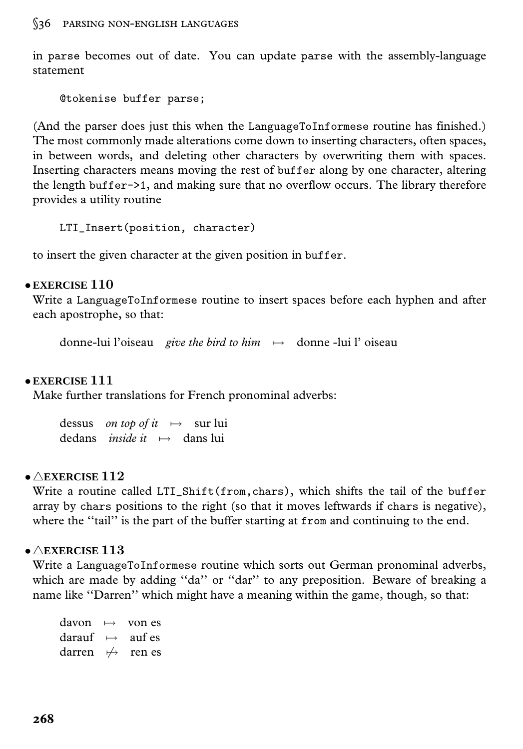in `parse` becomes out of date. You can update `parse` with the assembly-language statement

```
@tokenise buffer parse;
```

(And the parser does just this when the `LanguageToInformese` routine has finished.) The most commonly made alterations come down to inserting characters, often spaces, in between words, and deleting other characters by overwriting them with spaces. Inserting characters means moving the rest of `buffer` along by one character, altering the length `buffer->1`, and making sure that no overflow occurs. The library therefore provides a utility routine

```
LTI_Insert(position, character)
```

to insert the given character at the given position in `buffer`.

• **EXERCISE 110**
Write a `LanguageToInformese` routine to insert spaces before each hyphen and after each apostrophe, so that:

donne-lui l’oiseau *give the bird to him* ↦ donne -lui l’ oiseau

• **EXERCISE 111**
Make further translations for French pronominal adverbs:

dessus *on top of it* ↦ sur lui
dedans *inside it* ↦ dans lui

• △**EXERCISE 112**
Write a routine called `LTI_Shift(from,chars)`, which shifts the tail of the `buffer` array by `chars` positions to the right (so that it moves leftwards if `chars` is negative), where the “tail” is the part of the buffer starting at `from` and continuing to the end.

• △**EXERCISE 113**
Write a `LanguageToInformese` routine which sorts out German pronominal adverbs, which are made by adding “da” or “dar” to any preposition. Beware of breaking a name like “Darren” which might have a meaning within the game, though, so that:

davon ↦ von es
darauf ↦ auf es
darren ↛ ren es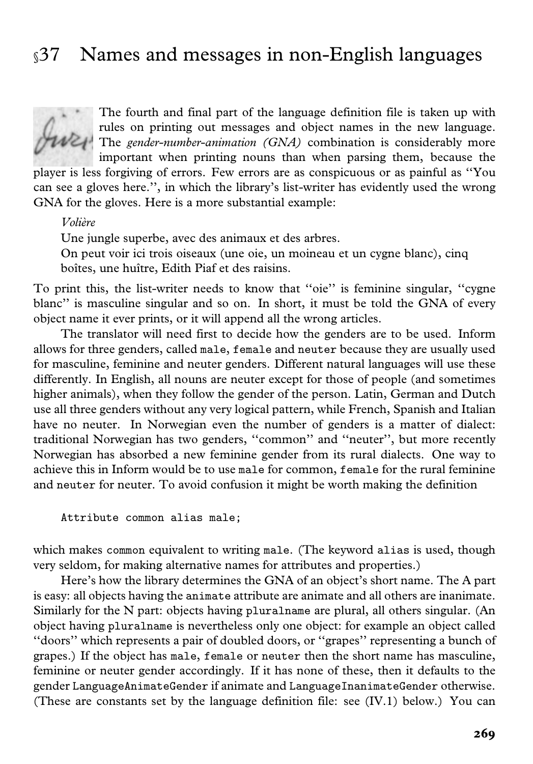# §37 Names and messages in non-English languages

The fourth and final part of the language definition file is taken up with rules on printing out messages and object names in the new language. The *gender-number-animation (GNA)* combination is considerably more important when printing nouns than when parsing them, because the player is less forgiving of errors. Few errors are as conspicuous or as painful as "You can see a gloves here.", in which the library's list-writer has evidently used the wrong GNA for the gloves. Here is a more substantial example:

> *Volière*
> Une jungle superbe, avec des animaux et des arbres.
> On peut voir ici trois oiseaux (une oie, un moineau et un cygne blanc), cinq boîtes, une huître, Edith Piaf et des raisins.

To print this, the list-writer needs to know that "oie" is feminine singular, "cygne blanc" is masculine singular and so on. In short, it must be told the GNA of every object name it ever prints, or it will append all the wrong articles.

The translator will need first to decide how the genders are to be used. Inform allows for three genders, called `male`, `female` and `neuter` because they are usually used for masculine, feminine and neuter genders. Different natural languages will use these differently. In English, all nouns are neuter except for those of people (and sometimes higher animals), when they follow the gender of the person. Latin, German and Dutch use all three genders without any very logical pattern, while French, Spanish and Italian have no neuter. In Norwegian even the number of genders is a matter of dialect: traditional Norwegian has two genders, "common" and "neuter", but more recently Norwegian has absorbed a new feminine gender from its rural dialects. One way to achieve this in Inform would be to use `male` for common, `female` for the rural feminine and `neuter` for neuter. To avoid confusion it might be worth making the definition

```
Attribute common alias male;
```

which makes `common` equivalent to writing `male`. (The keyword `alias` is used, though very seldom, for making alternative names for attributes and properties.)

Here's how the library determines the GNA of an object's short name. The A part is easy: all objects having the `animate` attribute are animate and all others are inanimate. Similarly for the N part: objects having `pluralname` are plural, all others singular. (An object having `pluralname` is nevertheless only one object: for example an object called "doors" which represents a pair of doubled doors, or "grapes" representing a bunch of grapes.) If the object has `male`, `female` or `neuter` then the short name has masculine, feminine or neuter gender accordingly. If it has none of these, then it defaults to the gender `LanguageAnimateGender` if animate and `LanguageInanimateGender` otherwise. (These are constants set by the language definition file: see (IV.1) below.) You can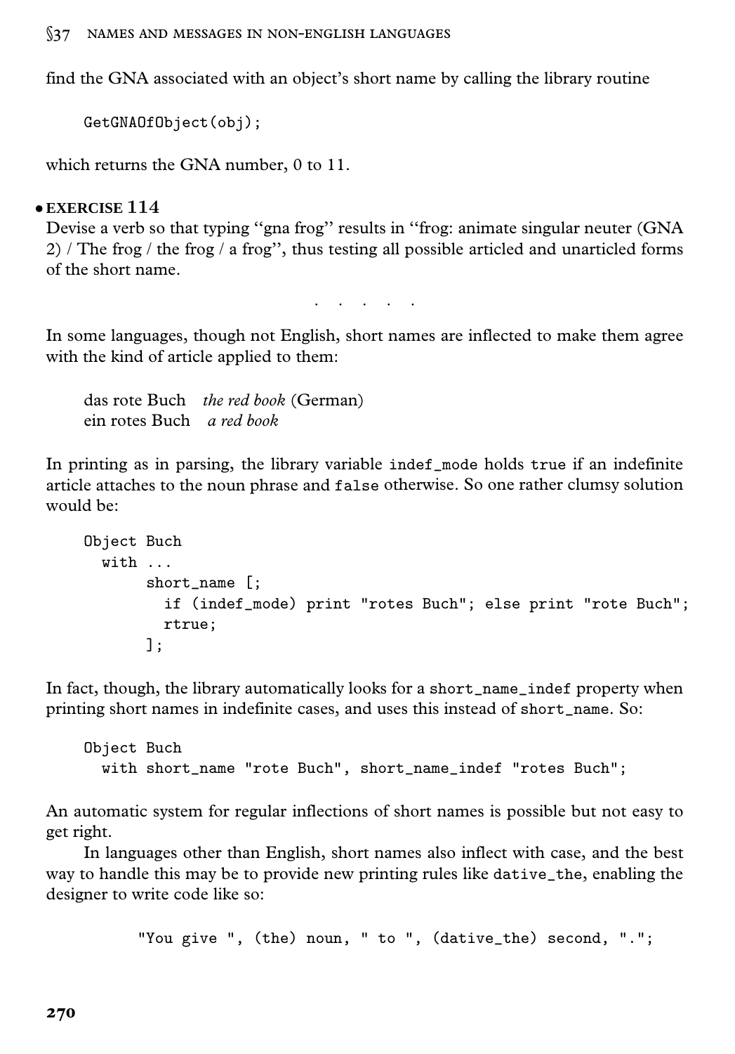find the GNA associated with an object's short name by calling the library routine

```
GetGNAOfObject(obj);
```

which returns the GNA number, 0 to 11.

• **EXERCISE 114**
Devise a verb so that typing "gna frog" results in "frog: animate singular neuter (GNA 2) / The frog / the frog / a frog", thus testing all possible articled and unarticled forms of the short name.

. . . . .

In some languages, though not English, short names are inflected to make them agree with the kind of article applied to them:

das rote Buch *the red book* (German)
ein rotes Buch *a red book*

In printing as in parsing, the library variable `indef_mode` holds `true` if an indefinite article attaches to the noun phrase and `false` otherwise. So one rather clumsy solution would be:

```
Object Buch
  with ...
       short_name [;
         if (indef_mode) print "rotes Buch"; else print "rote Buch";
         rtrue;
       ];
```

In fact, though, the library automatically looks for a `short_name_indef` property when printing short names in indefinite cases, and uses this instead of `short_name`. So:

```
Object Buch
  with short_name "rote Buch", short_name_indef "rotes Buch";
```

An automatic system for regular inflections of short names is possible but not easy to get right.

In languages other than English, short names also inflect with case, and the best way to handle this may be to provide new printing rules like `dative_the`, enabling the designer to write code like so:

```
"You give ", (the) noun, " to ", (dative_the) second, ".";
```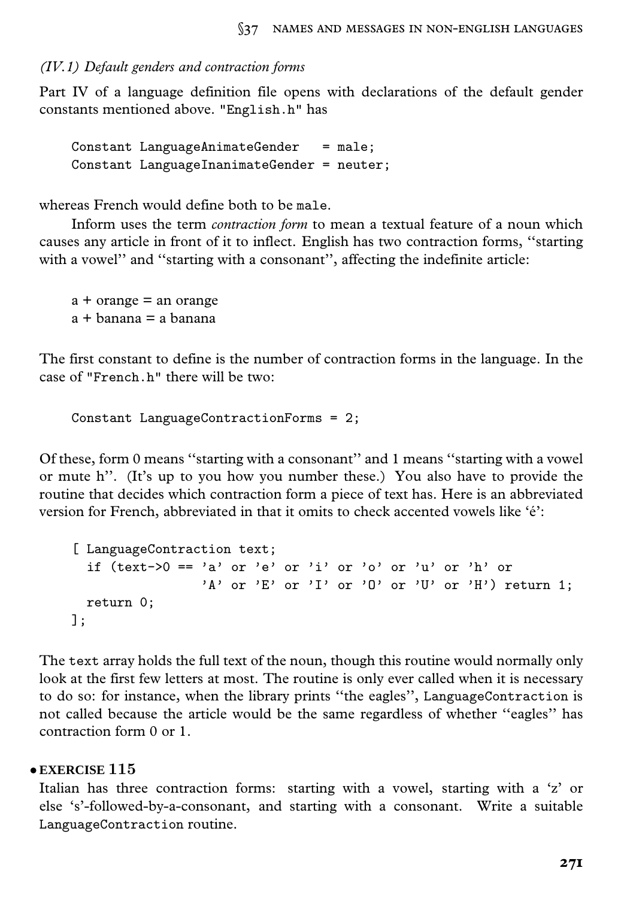*(IV.1) Default genders and contraction forms*

Part IV of a language definition file opens with declarations of the default gender constants mentioned above. "English.h" has

```
Constant LanguageAnimateGender   = male;
Constant LanguageInanimateGender = neuter;
```

whereas French would define both to be `male`.

Inform uses the term *contraction form* to mean a textual feature of a noun which causes any article in front of it to inflect. English has two contraction forms, ''starting with a vowel'' and ''starting with a consonant'', affecting the indefinite article:

a + orange = an orange
a + banana = a banana

The first constant to define is the number of contraction forms in the language. In the case of "French.h" there will be two:

```
Constant LanguageContractionForms = 2;
```

Of these, form 0 means ''starting with a consonant'' and 1 means ''starting with a vowel or mute h''. (It's up to you how you number these.) You also have to provide the routine that decides which contraction form a piece of text has. Here is an abbreviated version for French, abbreviated in that it omits to check accented vowels like 'é':

```
[ LanguageContraction text;
  if (text->0 == 'a' or 'e' or 'i' or 'o' or 'u' or 'h' or
                 'A' or 'E' or 'I' or 'O' or 'U' or 'H') return 1;
  return 0;
];
```

The `text` array holds the full text of the noun, though this routine would normally only look at the first few letters at most. The routine is only ever called when it is necessary to do so: for instance, when the library prints ''the eagles'', `LanguageContraction` is not called because the article would be the same regardless of whether ''eagles'' has contraction form 0 or 1.

• **EXERCISE 115**

Italian has three contraction forms: starting with a vowel, starting with a 'z' or else 's'-followed-by-a-consonant, and starting with a consonant. Write a suitable `LanguageContraction` routine.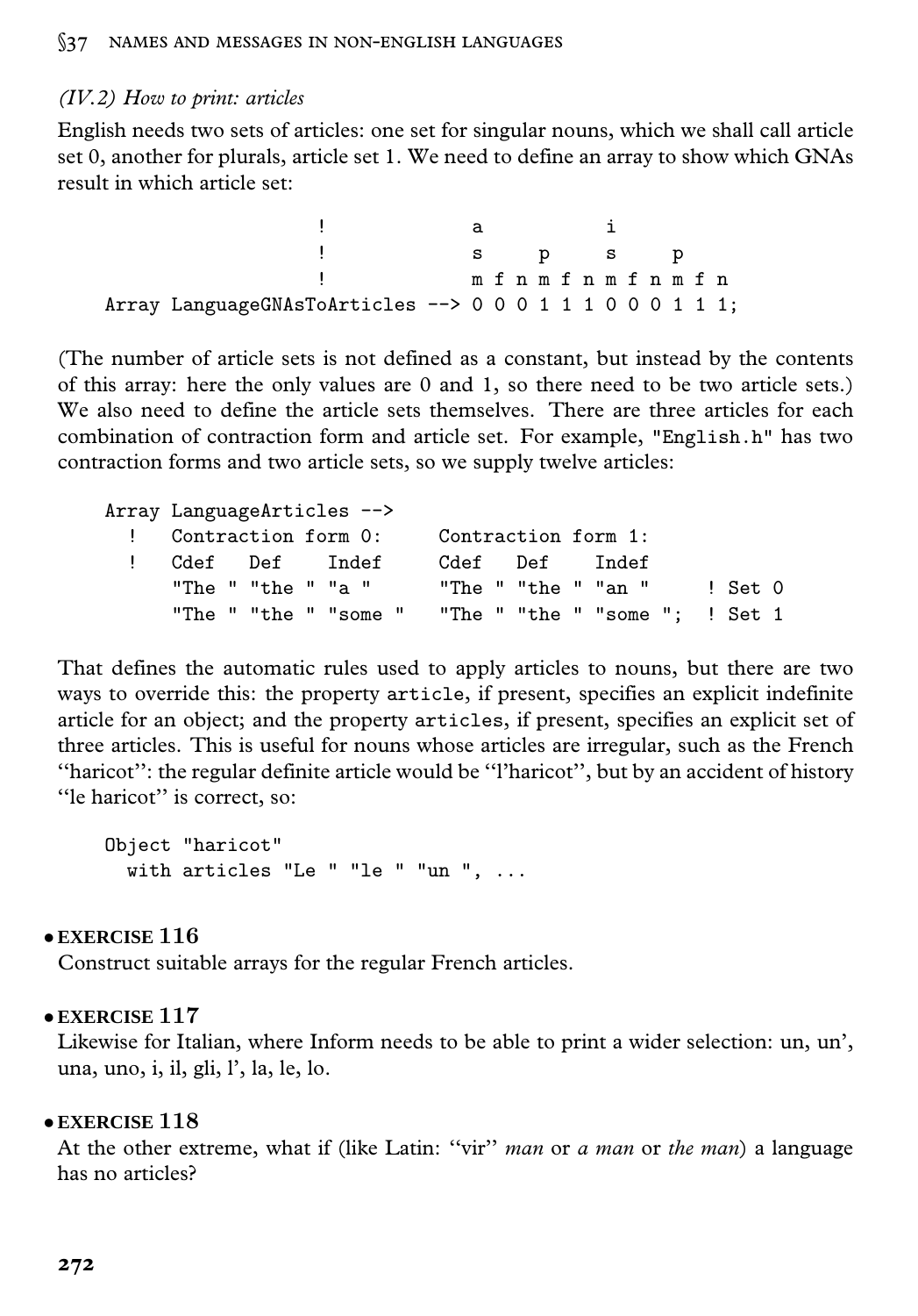### *(IV.2) How to print: articles*

English needs two sets of articles: one set for singular nouns, which we shall call article set 0, another for plurals, article set 1. We need to define an array to show which GNAs result in which article set:

```
                    !               a           i
                    !               s     p     s     p
                    !               m f n m f n m f n m f n
Array LanguageGNAsToArticles --> 0 0 0 1 1 1 0 0 0 1 1 1;
```

(The number of article sets is not defined as a constant, but instead by the contents of this array: here the only values are 0 and 1, so there need to be two article sets.) We also need to define the article sets themselves. There are three articles for each combination of contraction form and article set. For example, "English.h" has two contraction forms and two article sets, so we supply twelve articles:

```
Array LanguageArticles -->
  !   Contraction form 0:     Contraction form 1:
  !   Cdef   Def    Indef     Cdef   Def    Indef
      "The " "the " "a "      "The " "the " "an "     ! Set 0
      "The " "the " "some "   "The " "the " "some ";  ! Set 1
```

That defines the automatic rules used to apply articles to nouns, but there are two ways to override this: the property `article`, if present, specifies an explicit indefinite article for an object; and the property `articles`, if present, specifies an explicit set of three articles. This is useful for nouns whose articles are irregular, such as the French "haricot": the regular definite article would be "l'haricot", but by an accident of history "le haricot" is correct, so:

```
Object "haricot"
  with articles "Le " "le " "un ", ...
```

**• EXERCISE 116**
Construct suitable arrays for the regular French articles.

**• EXERCISE 117**
Likewise for Italian, where Inform needs to be able to print a wider selection: un, un', una, uno, i, il, gli, l', la, le, lo.

**• EXERCISE 118**
At the other extreme, what if (like Latin: "vir" *man* or *a man* or *the man*) a language has no articles?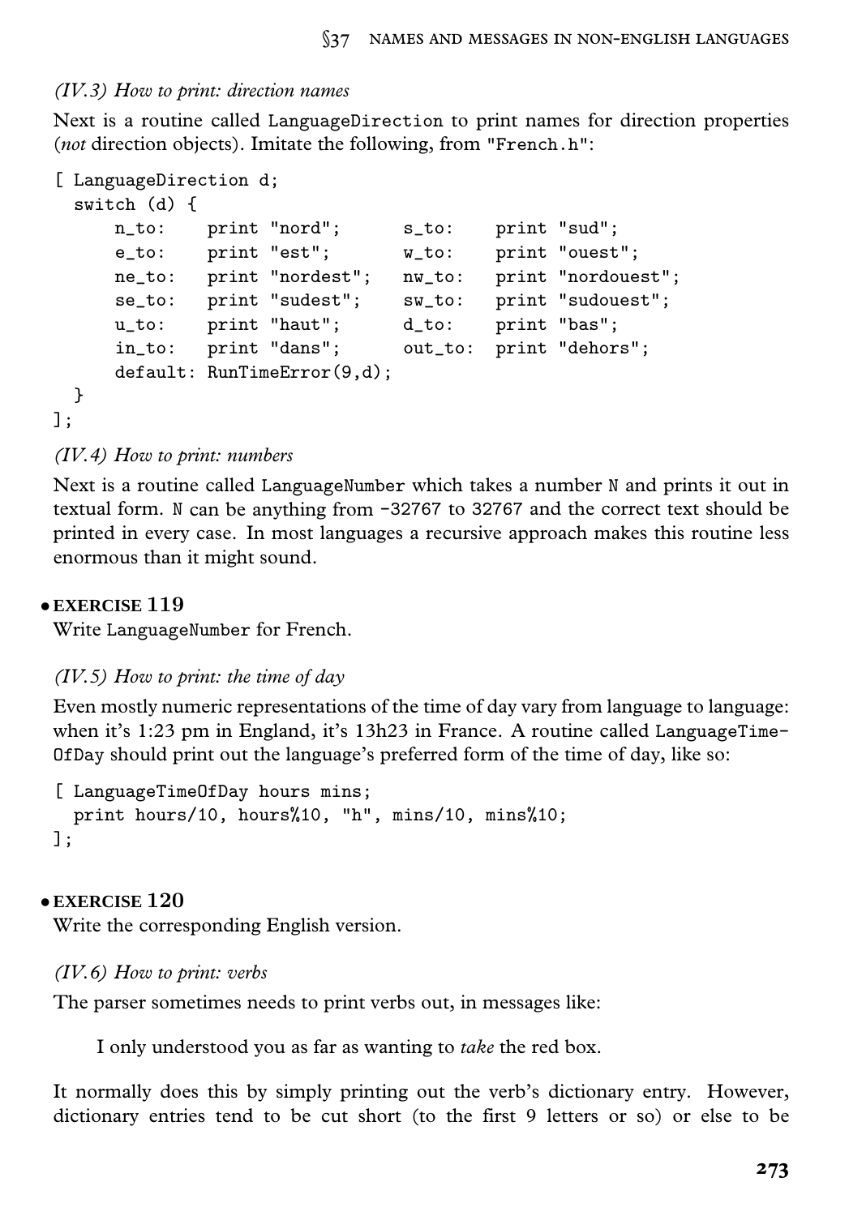*(IV.3) How to print: direction names*

Next is a routine called `LanguageDirection` to print names for direction properties (*not* direction objects). Imitate the following, from `"French.h"`:

```
[ LanguageDirection d;
  switch (d) {
      n_to:    print "nord";      s_to:    print "sud";
      e_to:    print "est";       w_to:    print "ouest";
      ne_to:   print "nordest";   nw_to:   print "nordouest";
      se_to:   print "sudest";    sw_to:   print "sudouest";
      u_to:    print "haut";      d_to:    print "bas";
      in_to:   print "dans";      out_to:  print "dehors";
      default: RunTimeError(9,d);
  }
];
```

*(IV.4) How to print: numbers*

Next is a routine called `LanguageNumber` which takes a number `N` and prints it out in textual form. `N` can be anything from `-32767` to `32767` and the correct text should be printed in every case. In most languages a recursive approach makes this routine less enormous than it might sound.

• **EXERCISE 119**

Write `LanguageNumber` for French.

*(IV.5) How to print: the time of day*

Even mostly numeric representations of the time of day vary from language to language: when it's 1:23 pm in England, it's 13h23 in France. A routine called `LanguageTimeOfDay` should print out the language's preferred form of the time of day, like so:

```
[ LanguageTimeOfDay hours mins;
  print hours/10, hours%10, "h", mins/10, mins%10;
];
```

• **EXERCISE 120**

Write the corresponding English version.

*(IV.6) How to print: verbs*

The parser sometimes needs to print verbs out, in messages like:

> I only understood you as far as wanting to *take* the red box.

It normally does this by simply printing out the verb's dictionary entry. However, dictionary entries tend to be cut short (to the first 9 letters or so) or else to be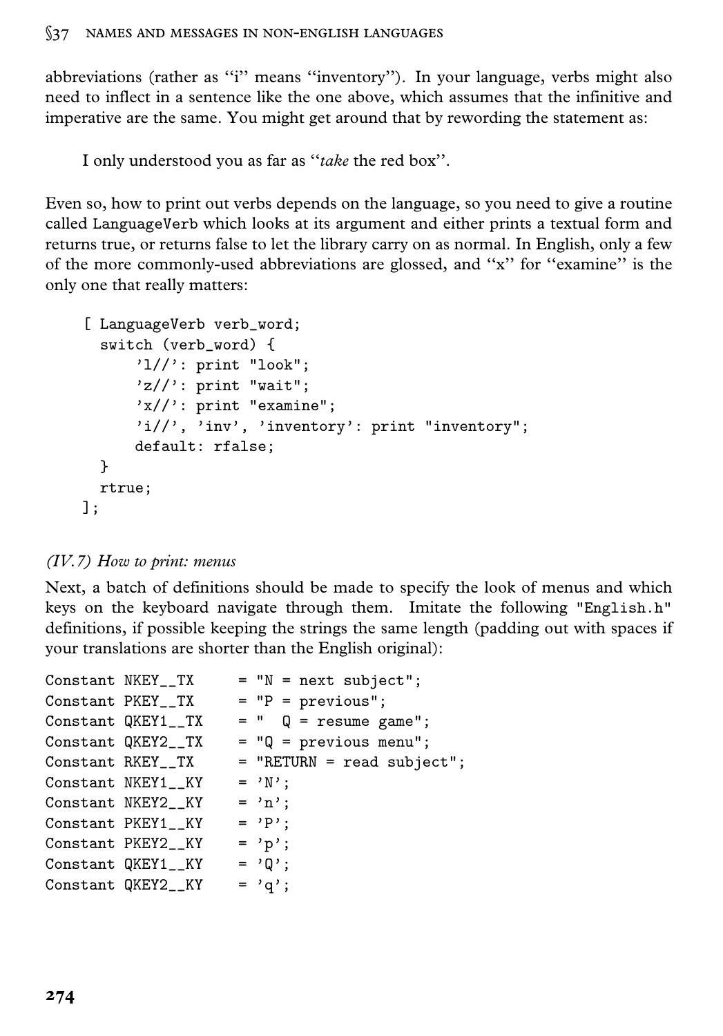abbreviations (rather as “i” means “inventory”). In your language, verbs might also need to inflect in a sentence like the one above, which assumes that the infinitive and imperative are the same. You might get around that by rewording the statement as:

> I only understood you as far as “*take* the red box”.

Even so, how to print out verbs depends on the language, so you need to give a routine called `LanguageVerb` which looks at its argument and either prints a textual form and returns true, or returns false to let the library carry on as normal. In English, only a few of the more commonly-used abbreviations are glossed, and “x” for “examine” is the only one that really matters:

```
[ LanguageVerb verb_word;
  switch (verb_word) {
      'l//': print "look";
      'z//': print "wait";
      'x//': print "examine";
      'i//', 'inv', 'inventory': print "inventory";
      default: rfalse;
  }
  rtrue;
];
```

*(IV.7) How to print: menus*

Next, a batch of definitions should be made to specify the look of menus and which keys on the keyboard navigate through them. Imitate the following `"English.h"` definitions, if possible keeping the strings the same length (padding out with spaces if your translations are shorter than the English original):

```
Constant NKEY__TX     = "N = next subject";
Constant PKEY__TX     = "P = previous";
Constant QKEY1__TX    = "  Q = resume game";
Constant QKEY2__TX    = "Q = previous menu";
Constant RKEY__TX     = "RETURN = read subject";
Constant NKEY1__KY    = 'N';
Constant NKEY2__KY    = 'n';
Constant PKEY1__KY    = 'P';
Constant PKEY2__KY    = 'p';
Constant QKEY1__KY    = 'Q';
Constant QKEY2__KY    = 'q';
```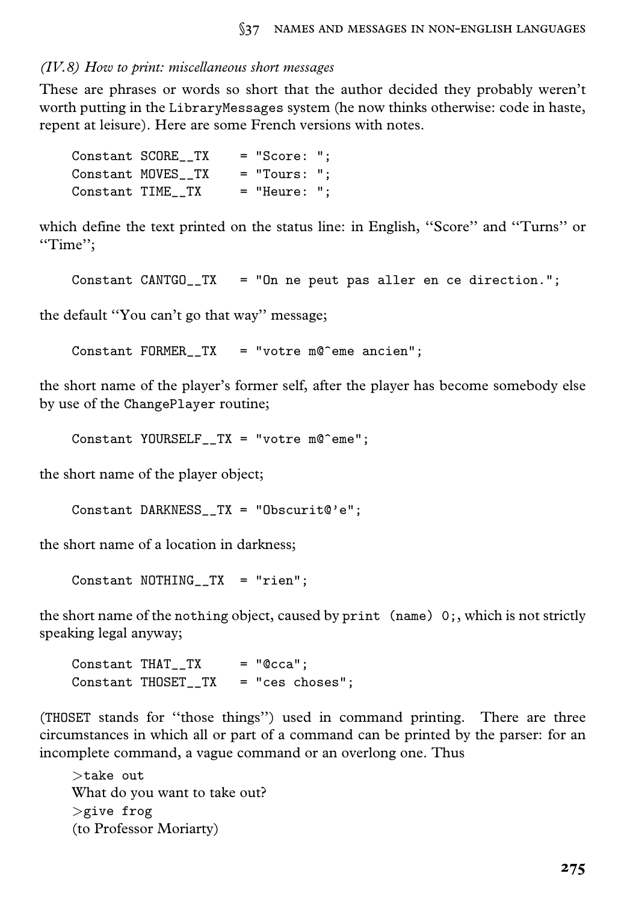*(IV.8) How to print: miscellaneous short messages*

These are phrases or words so short that the author decided they probably weren't worth putting in the `LibraryMessages` system (he now thinks otherwise: code in haste, repent at leisure). Here are some French versions with notes.

```
Constant SCORE__TX    = "Score: ";
Constant MOVES__TX    = "Tours: ";
Constant TIME__TX     = "Heure: ";
```

which define the text printed on the status line: in English, "Score" and "Turns" or "Time";

```
Constant CANTGO__TX   = "On ne peut pas aller en ce direction.";
```

the default "You can't go that way" message;

```
Constant FORMER__TX   = "votre m@^eme ancien";
```

the short name of the player's former self, after the player has become somebody else by use of the `ChangePlayer` routine;

```
Constant YOURSELF__TX = "votre m@^eme";
```

the short name of the player object;

```
Constant DARKNESS__TX = "Obscurit@'e";
```

the short name of a location in darkness;

```
Constant NOTHING__TX  = "rien";
```

the short name of the `nothing` object, caused by `print (name) 0;`, which is not strictly speaking legal anyway;

```
Constant THAT__TX     = "@cca";
Constant THOSET__TX   = "ces choses";
```

(`THOSET` stands for "those things") used in command printing. There are three circumstances in which all or part of a command can be printed by the parser: for an incomplete command, a vague command or an overlong one. Thus

>`>take out`
>What do you want to take out?
>`>give frog`
>(to Professor Moriarty)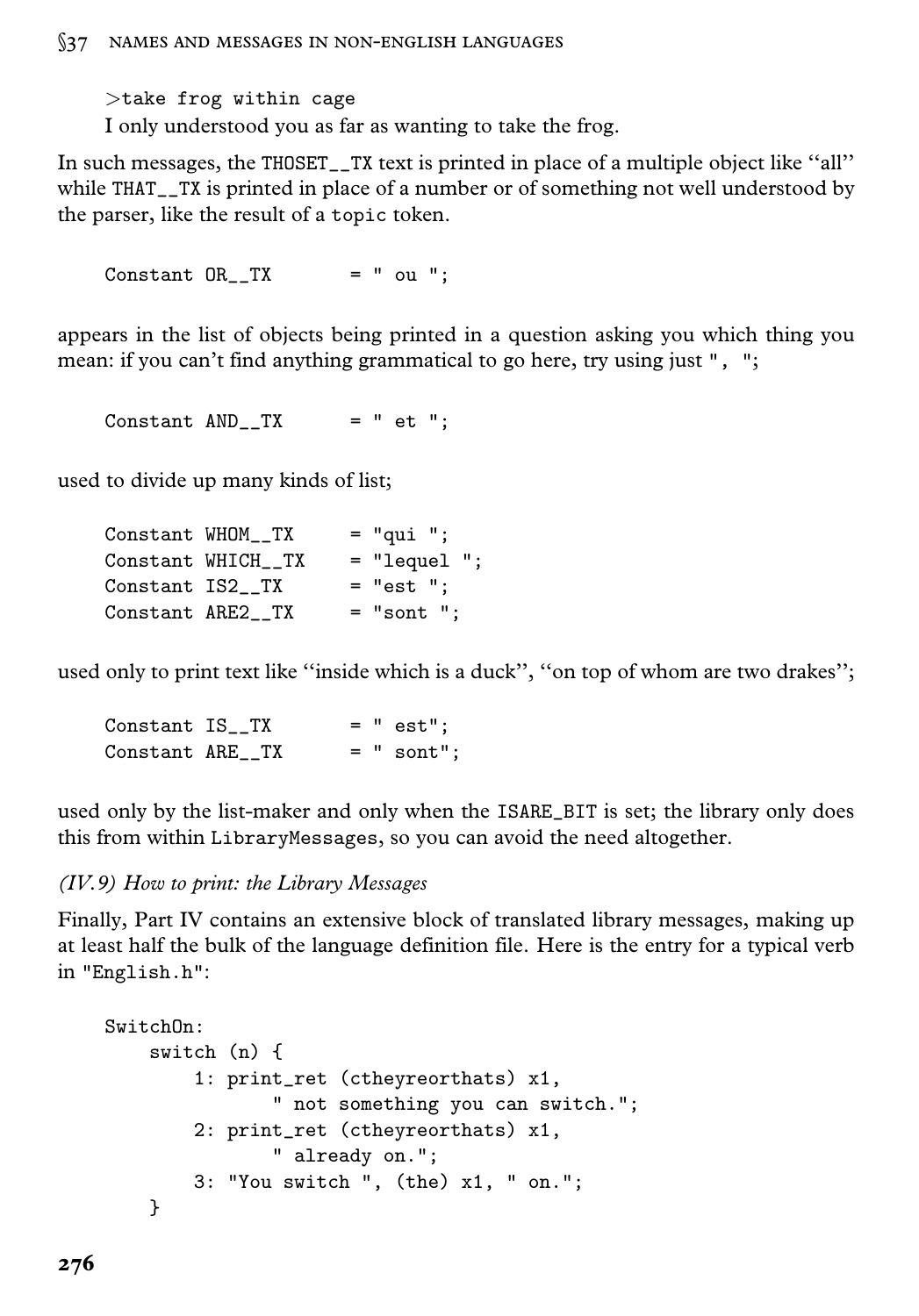```
>take frog within cage
I only understood you as far as wanting to take the frog.
```

In such messages, the `THOSET__TX` text is printed in place of a multiple object like "all" while `THAT__TX` is printed in place of a number or of something not well understood by the parser, like the result of a `topic` token.

```
Constant OR__TX       = " ou ";
```

appears in the list of objects being printed in a question asking you which thing you mean: if you can't find anything grammatical to go here, try using just `", "`;

```
Constant AND__TX      = " et ";
```

used to divide up many kinds of list;

```
Constant WHOM__TX     = "qui ";
Constant WHICH__TX    = "lequel ";
Constant IS2__TX      = "est ";
Constant ARE2__TX     = "sont ";
```

used only to print text like "inside which is a duck", "on top of whom are two drakes";

```
Constant IS__TX       = " est";
Constant ARE__TX      = " sont";
```

used only by the list-maker and only when the `ISARE_BIT` is set; the library only does this from within `LibraryMessages`, so you can avoid the need altogether.

*(IV.9) How to print: the Library Messages*

Finally, Part IV contains an extensive block of translated library messages, making up at least half the bulk of the language definition file. Here is the entry for a typical verb in `"English.h"`:

```
SwitchOn:
    switch (n) {
        1: print_ret (ctheyreorthats) x1,
               " not something you can switch.";
        2: print_ret (ctheyreorthats) x1,
               " already on.";
        3: "You switch ", (the) x1, " on.";
    }
```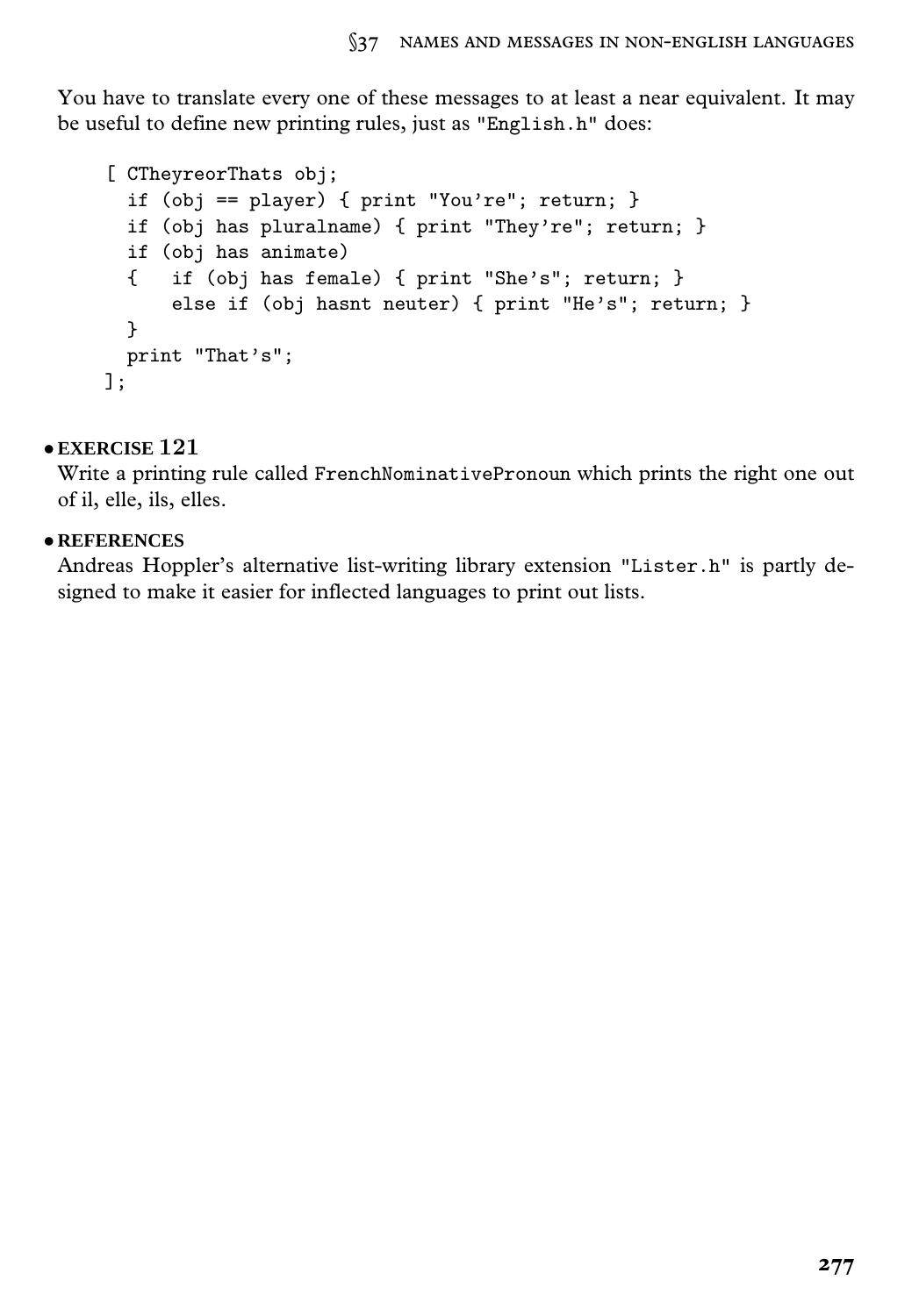You have to translate every one of these messages to at least a near equivalent. It may be useful to define new printing rules, just as "English.h" does:

```
[ CTheyreorThats obj;
  if (obj == player) { print "You're"; return; }
  if (obj has pluralname) { print "They're"; return; }
  if (obj has animate)
  {   if (obj has female) { print "She's"; return; }
      else if (obj hasnt neuter) { print "He's"; return; }
  }
  print "That's";
];
```

• **EXERCISE 121**

Write a printing rule called FrenchNominativePronoun which prints the right one out of il, elle, ils, elles.

• **REFERENCES**

Andreas Hoppler's alternative list-writing library extension "Lister.h" is partly designed to make it easier for inflected languages to print out lists.